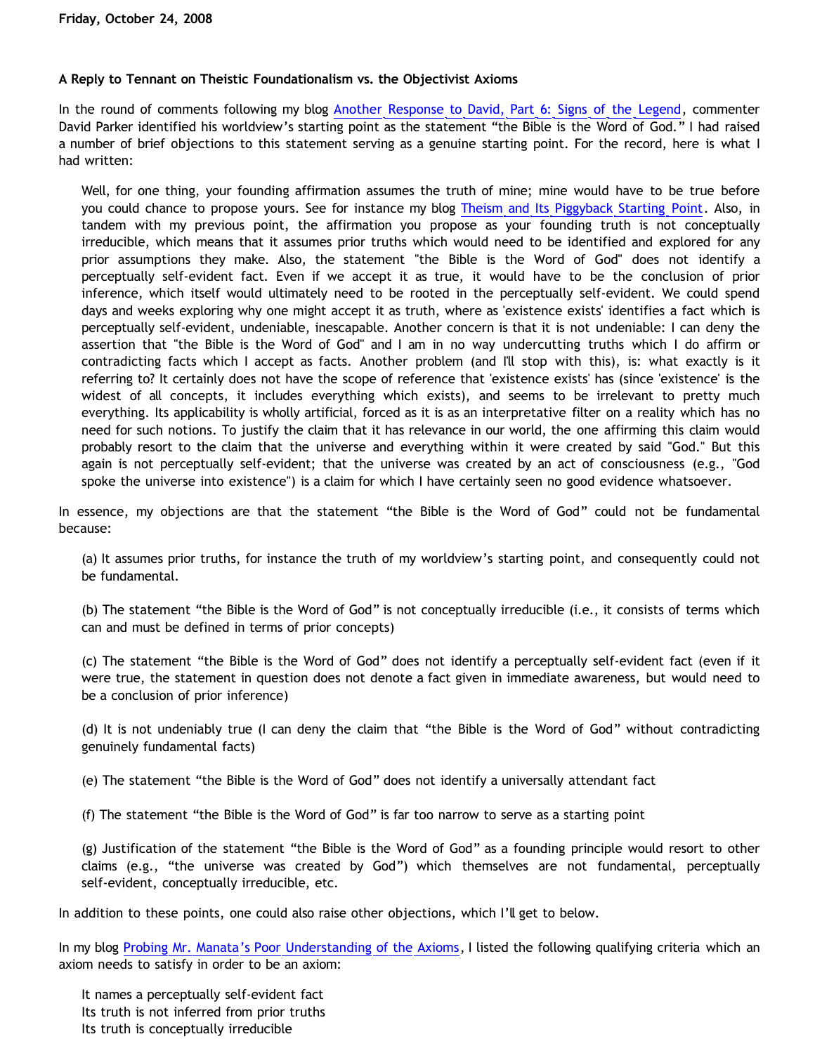**Friday, October 24, 2008**

### A Reply to Tennant on Theistic Foundationalism vs. the Objectivist Axioms

In the round of comments following my blog Another Response to David, Part 6: Signs of the Legend, commenter David Parker identified his worldview's starting point as the statement "the Bible is the Word of God." I had raised a number of brief objections to this statement serving as a genuine starting point. For the record, here is what I had written:

> Well, for one thing, your founding affirmation assumes the truth of mine; mine would have to be true before you could chance to propose yours. See for instance my blog Theism and Its Piggyback Starting Point. Also, in tandem with my previous point, the affirmation you propose as your founding truth is not conceptually irreducible, which means that it assumes prior truths which would need to be identified and explored for any prior assumptions they make. Also, the statement "the Bible is the Word of God" does not identify a perceptually self-evident fact. Even if we accept it as true, it would have to be the conclusion of prior inference, which itself would ultimately need to be rooted in the perceptually self-evident. We could spend days and weeks exploring why one might accept it as truth, where as 'existence exists' identifies a fact which is perceptually self-evident, undeniable, inescapable. Another concern is that it is not undeniable: I can deny the assertion that "the Bible is the Word of God" and I am in no way undercutting truths which I do affirm or contradicting facts which I accept as facts. Another problem (and I'll stop with this), is: what exactly is it referring to? It certainly does not have the scope of reference that 'existence exists' has (since 'existence' is the widest of all concepts, it includes everything which exists), and seems to be irrelevant to pretty much everything. Its applicability is wholly artificial, forced as it is as an interpretative filter on a reality which has no need for such notions. To justify the claim that it has relevance in our world, the one affirming this claim would probably resort to the claim that the universe and everything within it were created by said "God." But this again is not perceptually self-evident; that the universe was created by an act of consciousness (e.g., "God spoke the universe into existence") is a claim for which I have certainly seen no good evidence whatsoever.

In essence, my objections are that the statement "the Bible is the Word of God" could not be fundamental because:

> (a) It assumes prior truths, for instance the truth of my worldview's starting point, and consequently could not be fundamental.
>
> (b) The statement "the Bible is the Word of God" is not conceptually irreducible (i.e., it consists of terms which can and must be defined in terms of prior concepts)
>
> (c) The statement "the Bible is the Word of God" does not identify a perceptually self-evident fact (even if it were true, the statement in question does not denote a fact given in immediate awareness, but would need to be a conclusion of prior inference)
>
> (d) It is not undeniably true (I can deny the claim that "the Bible is the Word of God" without contradicting genuinely fundamental facts)
>
> (e) The statement "the Bible is the Word of God" does not identify a universally attendant fact
>
> (f) The statement "the Bible is the Word of God" is far too narrow to serve as a starting point
>
> (g) Justification of the statement "the Bible is the Word of God" as a founding principle would resort to other claims (e.g., "the universe was created by God") which themselves are not fundamental, perceptually self-evident, conceptually irreducible, etc.

In addition to these points, one could also raise other objections, which I'll get to below.

In my blog Probing Mr. Manata's Poor Understanding of the Axioms, I listed the following qualifying criteria which an axiom needs to satisfy in order to be an axiom:

> It names a perceptually self-evident fact
> Its truth is not inferred from prior truths
> Its truth is conceptually irreducible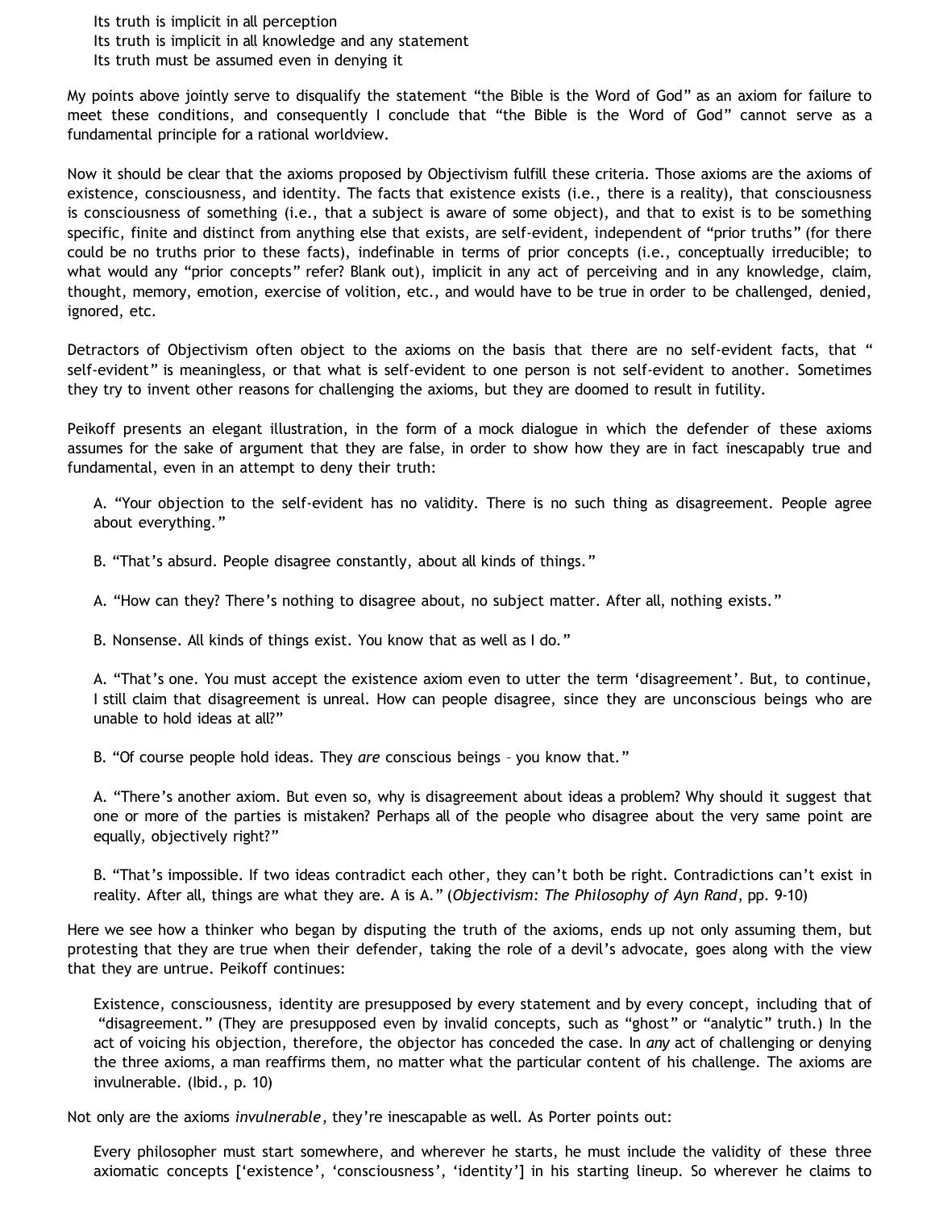Its truth is implicit in all perception
Its truth is implicit in all knowledge and any statement
Its truth must be assumed even in denying it

My points above jointly serve to disqualify the statement “the Bible is the Word of God” as an axiom for failure to meet these conditions, and consequently I conclude that “the Bible is the Word of God” cannot serve as a fundamental principle for a rational worldview.

Now it should be clear that the axioms proposed by Objectivism fulfill these criteria. Those axioms are the axioms of existence, consciousness, and identity. The facts that existence exists (i.e., there is a reality), that consciousness is consciousness of something (i.e., that a subject is aware of some object), and that to exist is to be something specific, finite and distinct from anything else that exists, are self-evident, independent of “prior truths” (for there could be no truths prior to these facts), indefinable in terms of prior concepts (i.e., conceptually irreducible; to what would any “prior concepts” refer? Blank out), implicit in any act of perceiving and in any knowledge, claim, thought, memory, emotion, exercise of volition, etc., and would have to be true in order to be challenged, denied, ignored, etc.

Detractors of Objectivism often object to the axioms on the basis that there are no self-evident facts, that “ self-evident” is meaningless, or that what is self-evident to one person is not self-evident to another. Sometimes they try to invent other reasons for challenging the axioms, but they are doomed to result in futility.

Peikoff presents an elegant illustration, in the form of a mock dialogue in which the defender of these axioms assumes for the sake of argument that they are false, in order to show how they are in fact inescapably true and fundamental, even in an attempt to deny their truth:

> A. “Your objection to the self-evident has no validity. There is no such thing as disagreement. People agree about everything.”
>
> B. “That’s absurd. People disagree constantly, about all kinds of things.”
>
> A. “How can they? There’s nothing to disagree about, no subject matter. After all, nothing exists.”
>
> B. Nonsense. All kinds of things exist. You know that as well as I do.”
>
> A. “That’s one. You must accept the existence axiom even to utter the term ‘disagreement’. But, to continue, I still claim that disagreement is unreal. How can people disagree, since they are unconscious beings who are unable to hold ideas at all?”
>
> B. “Of course people hold ideas. They *are* conscious beings – you know that.”
>
> A. “There’s another axiom. But even so, why is disagreement about ideas a problem? Why should it suggest that one or more of the parties is mistaken? Perhaps all of the people who disagree about the very same point are equally, objectively right?”
>
> B. “That’s impossible. If two ideas contradict each other, they can’t both be right. Contradictions can’t exist in reality. After all, things are what they are. A is A.” (*Objectivism: The Philosophy of Ayn Rand*, pp. 9-10)

Here we see how a thinker who began by disputing the truth of the axioms, ends up not only assuming them, but protesting that they are true when their defender, taking the role of a devil’s advocate, goes along with the view that they are untrue. Peikoff continues:

> Existence, consciousness, identity are presupposed by every statement and by every concept, including that of “disagreement.” (They are presupposed even by invalid concepts, such as “ghost” or “analytic” truth.) In the act of voicing his objection, therefore, the objector has conceded the case. In *any* act of challenging or denying the three axioms, a man reaffirms them, no matter what the particular content of his challenge. The axioms are invulnerable. (Ibid., p. 10)

Not only are the axioms *invulnerable*, they’re inescapable as well. As Porter points out:

> Every philosopher must start somewhere, and wherever he starts, he must include the validity of these three axiomatic concepts [‘existence’, ‘consciousness’, ‘identity’] in his starting lineup. So wherever he claims to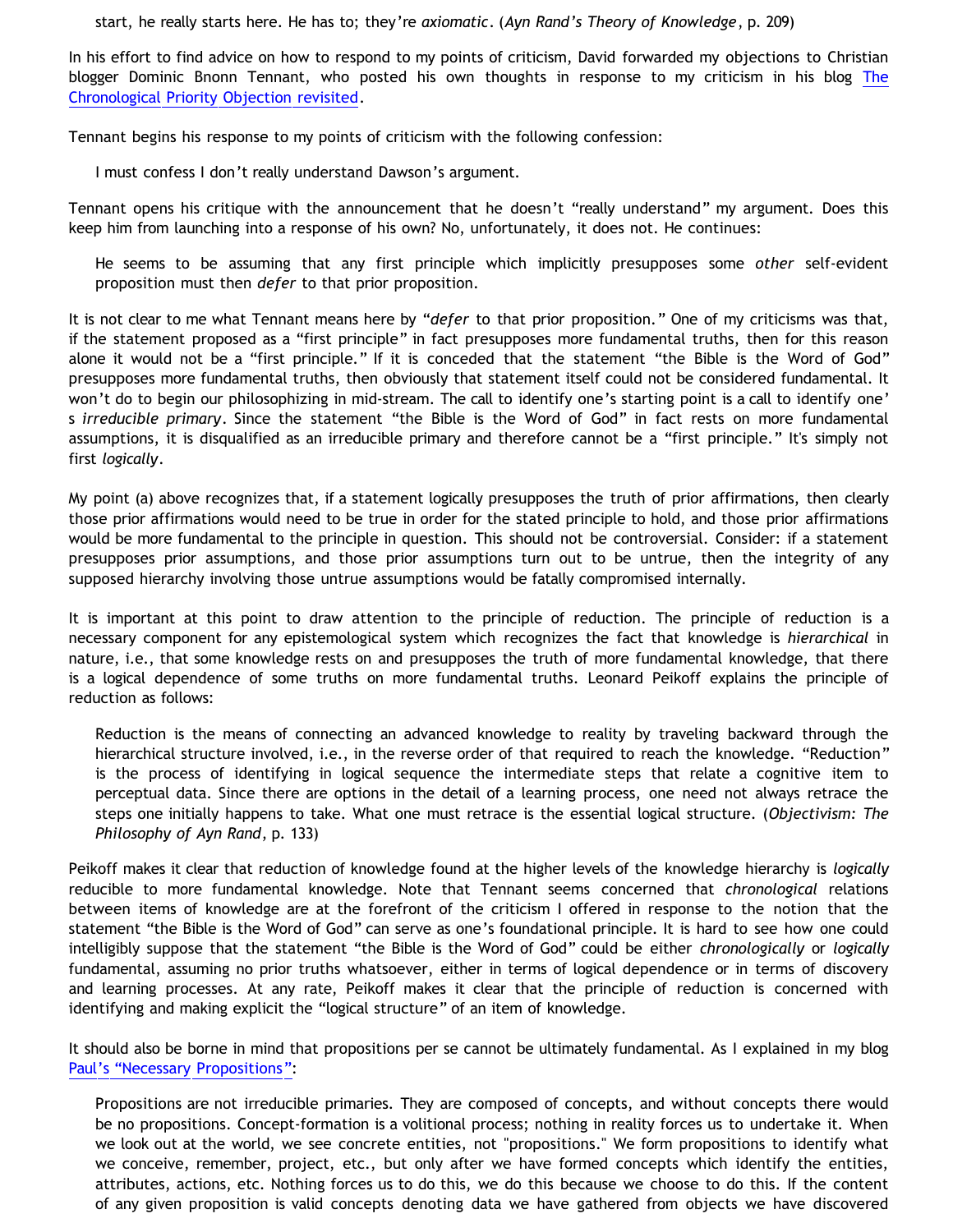> start, he really starts here. He has to; they're *axiomatic*. (*Ayn Rand's Theory of Knowledge*, p. 209)

In his effort to find advice on how to respond to my points of criticism, David forwarded my objections to Christian blogger Dominic Bnonn Tennant, who posted his own thoughts in response to my criticism in his blog The Chronological Priority Objection revisited.

Tennant begins his response to my points of criticism with the following confession:

> I must confess I don't really understand Dawson's argument.

Tennant opens his critique with the announcement that he doesn't "really understand" my argument. Does this keep him from launching into a response of his own? No, unfortunately, it does not. He continues:

> He seems to be assuming that any first principle which implicitly presupposes some *other* self-evident proposition must then *defer* to that prior proposition.

It is not clear to me what Tennant means here by "*defer* to that prior proposition." One of my criticisms was that, if the statement proposed as a "first principle" in fact presupposes more fundamental truths, then for this reason alone it would not be a "first principle." If it is conceded that the statement "the Bible is the Word of God" presupposes more fundamental truths, then obviously that statement itself could not be considered fundamental. It won't do to begin our philosophizing in mid-stream. The call to identify one's starting point is a call to identify one's *irreducible primary*. Since the statement "the Bible is the Word of God" in fact rests on more fundamental assumptions, it is disqualified as an irreducible primary and therefore cannot be a "first principle." It's simply not first *logically*.

My point (a) above recognizes that, if a statement logically presupposes the truth of prior affirmations, then clearly those prior affirmations would need to be true in order for the stated principle to hold, and those prior affirmations would be more fundamental to the principle in question. This should not be controversial. Consider: if a statement presupposes prior assumptions, and those prior assumptions turn out to be untrue, then the integrity of any supposed hierarchy involving those untrue assumptions would be fatally compromised internally.

It is important at this point to draw attention to the principle of reduction. The principle of reduction is a necessary component for any epistemological system which recognizes the fact that knowledge is *hierarchical* in nature, i.e., that some knowledge rests on and presupposes the truth of more fundamental knowledge, that there is a logical dependence of some truths on more fundamental truths. Leonard Peikoff explains the principle of reduction as follows:

> Reduction is the means of connecting an advanced knowledge to reality by traveling backward through the hierarchical structure involved, i.e., in the reverse order of that required to reach the knowledge. "Reduction" is the process of identifying in logical sequence the intermediate steps that relate a cognitive item to perceptual data. Since there are options in the detail of a learning process, one need not always retrace the steps one initially happens to take. What one must retrace is the essential logical structure. (*Objectivism: The Philosophy of Ayn Rand*, p. 133)

Peikoff makes it clear that reduction of knowledge found at the higher levels of the knowledge hierarchy is *logically* reducible to more fundamental knowledge. Note that Tennant seems concerned that *chronological* relations between items of knowledge are at the forefront of the criticism I offered in response to the notion that the statement "the Bible is the Word of God" can serve as one's foundational principle. It is hard to see how one could intelligibly suppose that the statement "the Bible is the Word of God" could be either *chronologically* or *logically* fundamental, assuming no prior truths whatsoever, either in terms of logical dependence or in terms of discovery and learning processes. At any rate, Peikoff makes it clear that the principle of reduction is concerned with identifying and making explicit the "logical structure" of an item of knowledge.

It should also be borne in mind that propositions per se cannot be ultimately fundamental. As I explained in my blog Paul's "Necessary Propositions":

> Propositions are not irreducible primaries. They are composed of concepts, and without concepts there would be no propositions. Concept-formation is a volitional process; nothing in reality forces us to undertake it. When we look out at the world, we see concrete entities, not "propositions." We form propositions to identify what we conceive, remember, project, etc., but only after we have formed concepts which identify the entities, attributes, actions, etc. Nothing forces us to do this, we do this because we choose to do this. If the content of any given proposition is valid concepts denoting data we have gathered from objects we have discovered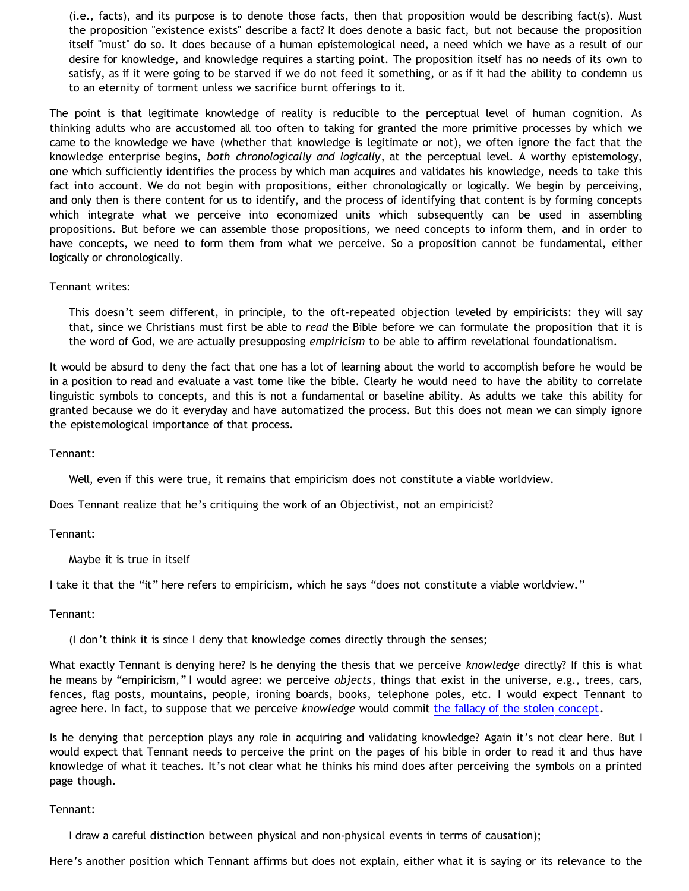> (i.e., facts), and its purpose is to denote those facts, then that proposition would be describing fact(s). Must the proposition "existence exists" describe a fact? It does denote a basic fact, but not because the proposition itself "must" do so. It does because of a human epistemological need, a need which we have as a result of our desire for knowledge, and knowledge requires a starting point. The proposition itself has no needs of its own to satisfy, as if it were going to be starved if we do not feed it something, or as if it had the ability to condemn us to an eternity of torment unless we sacrifice burnt offerings to it.

The point is that legitimate knowledge of reality is reducible to the perceptual level of human cognition. As thinking adults who are accustomed all too often to taking for granted the more primitive processes by which we came to the knowledge we have (whether that knowledge is legitimate or not), we often ignore the fact that the knowledge enterprise begins, *both chronologically and logically*, at the perceptual level. A worthy epistemology, one which sufficiently identifies the process by which man acquires and validates his knowledge, needs to take this fact into account. We do not begin with propositions, either chronologically or logically. We begin by perceiving, and only then is there content for us to identify, and the process of identifying that content is by forming concepts which integrate what we perceive into economized units which subsequently can be used in assembling propositions. But before we can assemble those propositions, we need concepts to inform them, and in order to have concepts, we need to form them from what we perceive. So a proposition cannot be fundamental, either logically or chronologically.

Tennant writes:

> This doesn't seem different, in principle, to the oft-repeated objection leveled by empiricists: they will say that, since we Christians must first be able to *read* the Bible before we can formulate the proposition that it is the word of God, we are actually presupposing *empiricism* to be able to affirm revelational foundationalism.

It would be absurd to deny the fact that one has a lot of learning about the world to accomplish before he would be in a position to read and evaluate a vast tome like the bible. Clearly he would need to have the ability to correlate linguistic symbols to concepts, and this is not a fundamental or baseline ability. As adults we take this ability for granted because we do it everyday and have automatized the process. But this does not mean we can simply ignore the epistemological importance of that process.

Tennant:

> Well, even if this were true, it remains that empiricism does not constitute a viable worldview.

Does Tennant realize that he's critiquing the work of an Objectivist, not an empiricist?

Tennant:

> Maybe it is true in itself

I take it that the "it" here refers to empiricism, which he says "does not constitute a viable worldview."

Tennant:

> (I don't think it is since I deny that knowledge comes directly through the senses;

What exactly Tennant is denying here? Is he denying the thesis that we perceive *knowledge* directly? If this is what he means by "empiricism," I would agree: we perceive *objects*, things that exist in the universe, e.g., trees, cars, fences, flag posts, mountains, people, ironing boards, books, telephone poles, etc. I would expect Tennant to agree here. In fact, to suppose that we perceive *knowledge* would commit [the fallacy of the stolen concept](#).

Is he denying that perception plays any role in acquiring and validating knowledge? Again it's not clear here. But I would expect that Tennant needs to perceive the print on the pages of his bible in order to read it and thus have knowledge of what it teaches. It's not clear what he thinks his mind does after perceiving the symbols on a printed page though.

Tennant:

> I draw a careful distinction between physical and non-physical events in terms of causation);

Here's another position which Tennant affirms but does not explain, either what it is saying or its relevance to the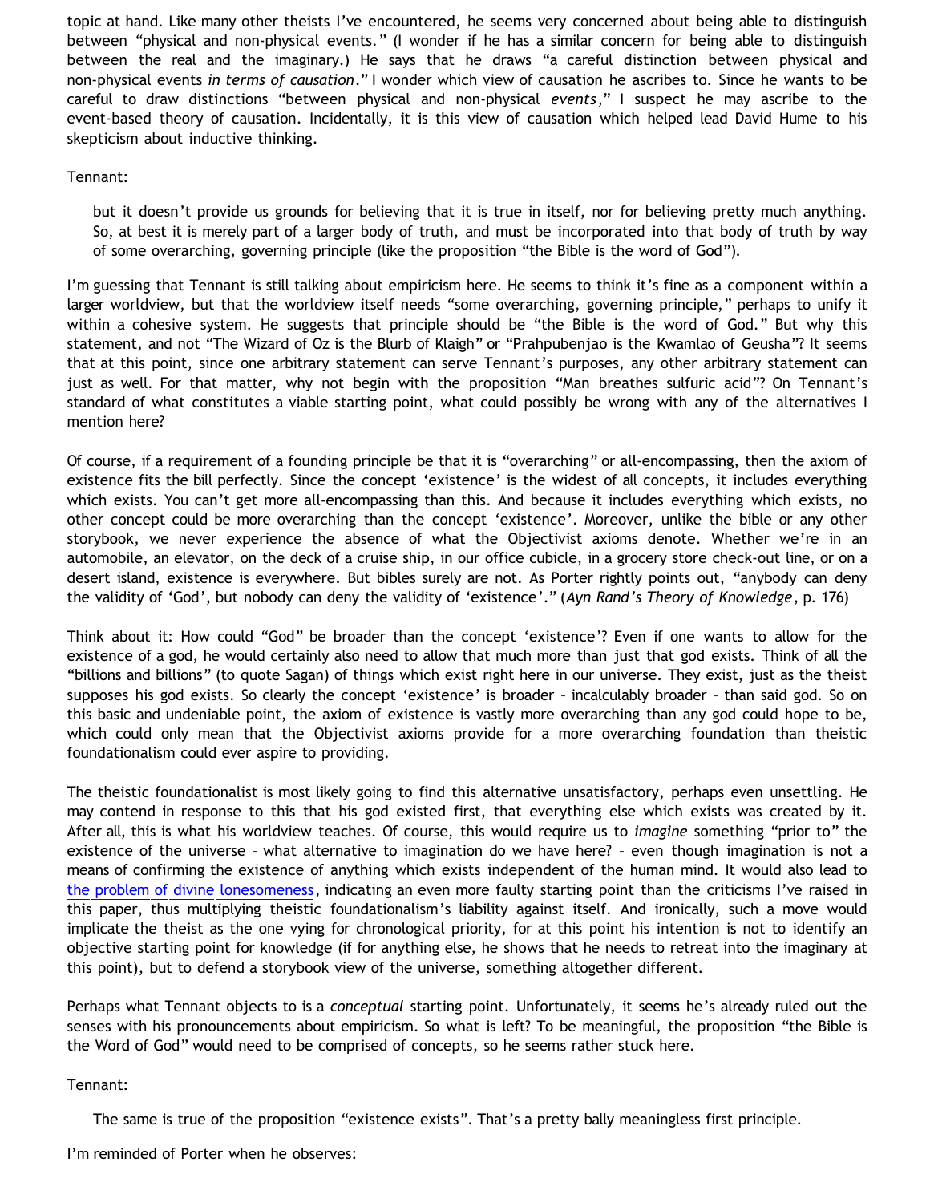topic at hand. Like many other theists I've encountered, he seems very concerned about being able to distinguish between "physical and non-physical events." (I wonder if he has a similar concern for being able to distinguish between the real and the imaginary.) He says that he draws "a careful distinction between physical and non-physical events *in terms of causation*." I wonder which view of causation he ascribes to. Since he wants to be careful to draw distinctions "between physical and non-physical *events*," I suspect he may ascribe to the event-based theory of causation. Incidentally, it is this view of causation which helped lead David Hume to his skepticism about inductive thinking.

Tennant:

> but it doesn't provide us grounds for believing that it is true in itself, nor for believing pretty much anything. So, at best it is merely part of a larger body of truth, and must be incorporated into that body of truth by way of some overarching, governing principle (like the proposition "the Bible is the word of God").

I'm guessing that Tennant is still talking about empiricism here. He seems to think it's fine as a component within a larger worldview, but that the worldview itself needs "some overarching, governing principle," perhaps to unify it within a cohesive system. He suggests that principle should be "the Bible is the word of God." But why this statement, and not "The Wizard of Oz is the Blurb of Klaigh" or "Prahpubenjao is the Kwamlao of Geusha"? It seems that at this point, since one arbitrary statement can serve Tennant's purposes, any other arbitrary statement can just as well. For that matter, why not begin with the proposition "Man breathes sulfuric acid"? On Tennant's standard of what constitutes a viable starting point, what could possibly be wrong with any of the alternatives I mention here?

Of course, if a requirement of a founding principle be that it is "overarching" or all-encompassing, then the axiom of existence fits the bill perfectly. Since the concept 'existence' is the widest of all concepts, it includes everything which exists. You can't get more all-encompassing than this. And because it includes everything which exists, no other concept could be more overarching than the concept 'existence'. Moreover, unlike the bible or any other storybook, we never experience the absence of what the Objectivist axioms denote. Whether we're in an automobile, an elevator, on the deck of a cruise ship, in our office cubicle, in a grocery store check-out line, or on a desert island, existence is everywhere. But bibles surely are not. As Porter rightly points out, "anybody can deny the validity of 'God', but nobody can deny the validity of 'existence'." (*Ayn Rand's Theory of Knowledge*, p. 176)

Think about it: How could "God" be broader than the concept 'existence'? Even if one wants to allow for the existence of a god, he would certainly also need to allow that much more than just that god exists. Think of all the "billions and billions" (to quote Sagan) of things which exist right here in our universe. They exist, just as the theist supposes his god exists. So clearly the concept 'existence' is broader – incalculably broader – than said god. So on this basic and undeniable point, the axiom of existence is vastly more overarching than any god could hope to be, which could only mean that the Objectivist axioms provide for a more overarching foundation than theistic foundationalism could ever aspire to providing.

The theistic foundationalist is most likely going to find this alternative unsatisfactory, perhaps even unsettling. He may contend in response to this that his god existed first, that everything else which exists was created by it. After all, this is what his worldview teaches. Of course, this would require us to *imagine* something "prior to" the existence of the universe – what alternative to imagination do we have here? – even though imagination is not a means of confirming the existence of anything which exists independent of the human mind. It would also lead to the problem of divine lonesomeness, indicating an even more faulty starting point than the criticisms I've raised in this paper, thus multiplying theistic foundationalism's liability against itself. And ironically, such a move would implicate the theist as the one vying for chronological priority, for at this point his intention is not to identify an objective starting point for knowledge (if for anything else, he shows that he needs to retreat into the imaginary at this point), but to defend a storybook view of the universe, something altogether different.

Perhaps what Tennant objects to is a *conceptual* starting point. Unfortunately, it seems he's already ruled out the senses with his pronouncements about empiricism. So what is left? To be meaningful, the proposition "the Bible is the Word of God" would need to be comprised of concepts, so he seems rather stuck here.

Tennant:

> The same is true of the proposition "existence exists". That's a pretty bally meaningless first principle.

I'm reminded of Porter when he observes: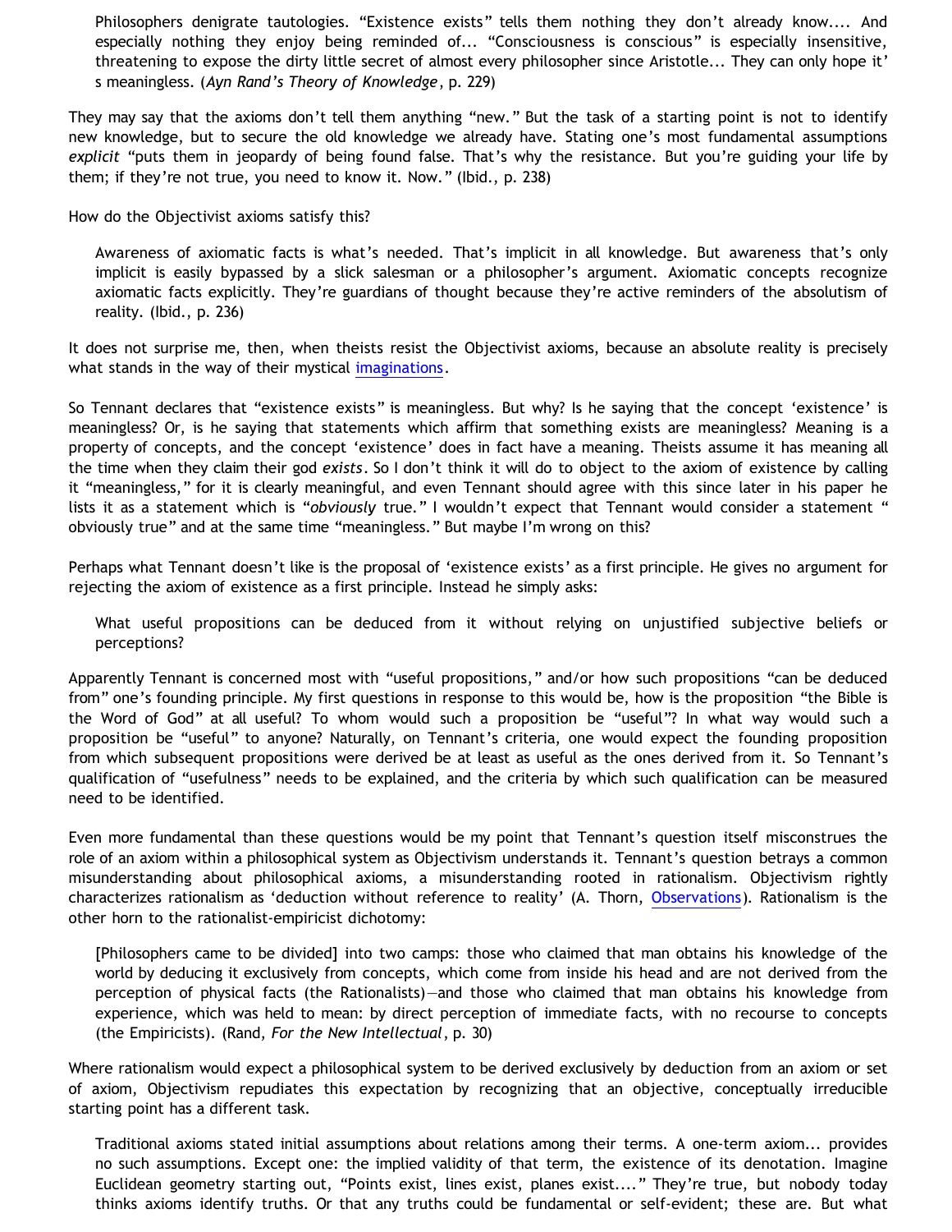> Philosophers denigrate tautologies. "Existence exists" tells them nothing they don't already know.... And especially nothing they enjoy being reminded of... "Consciousness is conscious" is especially insensitive, threatening to expose the dirty little secret of almost every philosopher since Aristotle... They can only hope it's meaningless. (*Ayn Rand's Theory of Knowledge*, p. 229)

They may say that the axioms don't tell them anything "new." But the task of a starting point is not to identify new knowledge, but to secure the old knowledge we already have. Stating one's most fundamental assumptions *explicit* "puts them in jeopardy of being found false. That's why the resistance. But you're guiding your life by them; if they're not true, you need to know it. Now." (Ibid., p. 238)

How do the Objectivist axioms satisfy this?

> Awareness of axiomatic facts is what's needed. That's implicit in all knowledge. But awareness that's only implicit is easily bypassed by a slick salesman or a philosopher's argument. Axiomatic concepts recognize axiomatic facts explicitly. They're guardians of thought because they're active reminders of the absolutism of reality. (Ibid., p. 236)

It does not surprise me, then, when theists resist the Objectivist axioms, because an absolute reality is precisely what stands in the way of their mystical imaginations.

So Tennant declares that "existence exists" is meaningless. But why? Is he saying that the concept 'existence' is meaningless? Or, is he saying that statements which affirm that something exists are meaningless? Meaning is a property of concepts, and the concept 'existence' does in fact have a meaning. Theists assume it has meaning all the time when they claim their god *exists*. So I don't think it will do to object to the axiom of existence by calling it "meaningless," for it is clearly meaningful, and even Tennant should agree with this since later in his paper he lists it as a statement which is "*obviously* true." I wouldn't expect that Tennant would consider a statement "obviously true" and at the same time "meaningless." But maybe I'm wrong on this?

Perhaps what Tennant doesn't like is the proposal of 'existence exists' as a first principle. He gives no argument for rejecting the axiom of existence as a first principle. Instead he simply asks:

> What useful propositions can be deduced from it without relying on unjustified subjective beliefs or perceptions?

Apparently Tennant is concerned most with "useful propositions," and/or how such propositions "can be deduced from" one's founding principle. My first questions in response to this would be, how is the proposition "the Bible is the Word of God" at all useful? To whom would such a proposition be "useful"? In what way would such a proposition be "useful" to anyone? Naturally, on Tennant's criteria, one would expect the founding proposition from which subsequent propositions were derived be at least as useful as the ones derived from it. So Tennant's qualification of "usefulness" needs to be explained, and the criteria by which such qualification can be measured need to be identified.

Even more fundamental than these questions would be my point that Tennant's question itself misconstrues the role of an axiom within a philosophical system as Objectivism understands it. Tennant's question betrays a common misunderstanding about philosophical axioms, a misunderstanding rooted in rationalism. Objectivism rightly characterizes rationalism as 'deduction without reference to reality' (A. Thorn, Observations). Rationalism is the other horn to the rationalist-empiricist dichotomy:

> [Philosophers came to be divided] into two camps: those who claimed that man obtains his knowledge of the world by deducing it exclusively from concepts, which come from inside his head and are not derived from the perception of physical facts (the Rationalists)—and those who claimed that man obtains his knowledge from experience, which was held to mean: by direct perception of immediate facts, with no recourse to concepts (the Empiricists). (Rand, *For the New Intellectual*, p. 30)

Where rationalism would expect a philosophical system to be derived exclusively by deduction from an axiom or set of axiom, Objectivism repudiates this expectation by recognizing that an objective, conceptually irreducible starting point has a different task.

> Traditional axioms stated initial assumptions about relations among their terms. A one-term axiom... provides no such assumptions. Except one: the implied validity of that term, the existence of its denotation. Imagine Euclidean geometry starting out, "Points exist, lines exist, planes exist...." They're true, but nobody today thinks axioms identify truths. Or that any truths could be fundamental or self-evident; these are. But what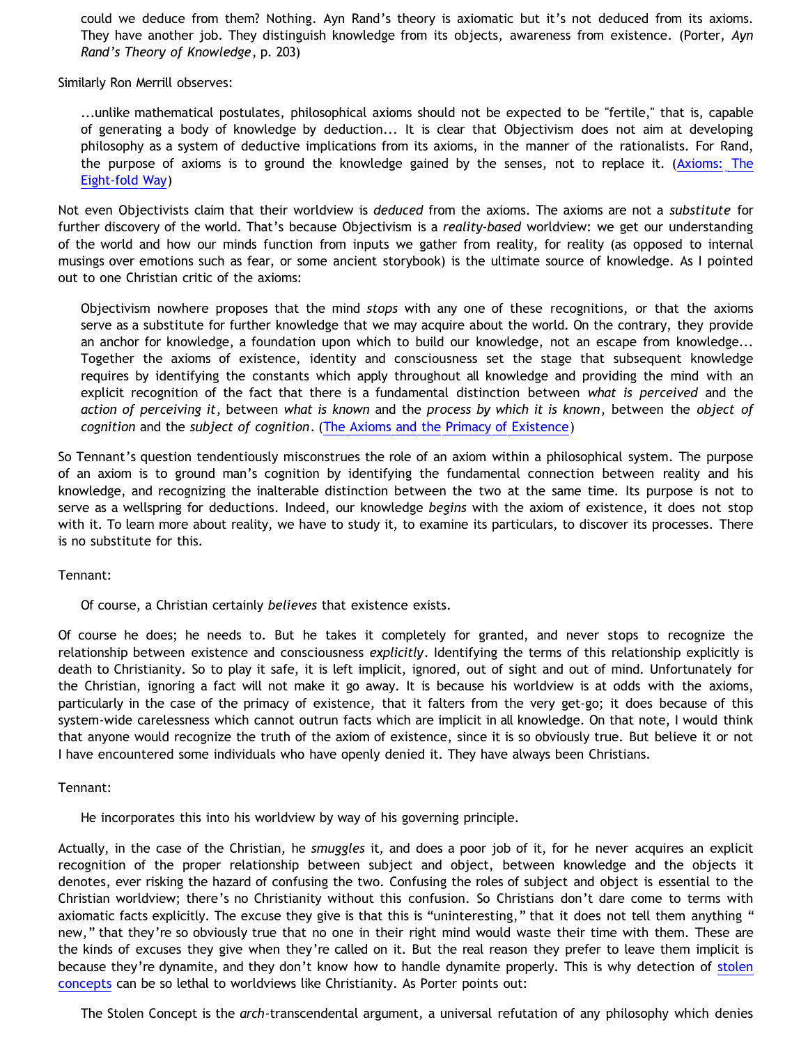> could we deduce from them? Nothing. Ayn Rand's theory is axiomatic but it's not deduced from its axioms. They have another job. They distinguish knowledge from its objects, awareness from existence. (Porter, *Ayn Rand's Theory of Knowledge*, p. 203)

Similarly Ron Merrill observes:

> ...unlike mathematical postulates, philosophical axioms should not be expected to be "fertile," that is, capable of generating a body of knowledge by deduction... It is clear that Objectivism does not aim at developing philosophy as a system of deductive implications from its axioms, in the manner of the rationalists. For Rand, the purpose of axioms is to ground the knowledge gained by the senses, not to replace it. (Axioms: The Eight-fold Way)

Not even Objectivists claim that their worldview is *deduced* from the axioms. The axioms are not a *substitute* for further discovery of the world. That's because Objectivism is a *reality-based* worldview: we get our understanding of the world and how our minds function from inputs we gather from reality, for reality (as opposed to internal musings over emotions such as fear, or some ancient storybook) is the ultimate source of knowledge. As I pointed out to one Christian critic of the axioms:

> Objectivism nowhere proposes that the mind *stops* with any one of these recognitions, or that the axioms serve as a substitute for further knowledge that we may acquire about the world. On the contrary, they provide an anchor for knowledge, a foundation upon which to build our knowledge, not an escape from knowledge... Together the axioms of existence, identity and consciousness set the stage that subsequent knowledge requires by identifying the constants which apply throughout all knowledge and providing the mind with an explicit recognition of the fact that there is a fundamental distinction between *what is perceived* and the *action of perceiving it*, between *what is known* and the *process by which it is known*, between the *object of cognition* and the *subject of cognition*. (The Axioms and the Primacy of Existence)

So Tennant's question tendentiously misconstrues the role of an axiom within a philosophical system. The purpose of an axiom is to ground man's cognition by identifying the fundamental connection between reality and his knowledge, and recognizing the inalterable distinction between the two at the same time. Its purpose is not to serve as a wellspring for deductions. Indeed, our knowledge *begins* with the axiom of existence, it does not stop with it. To learn more about reality, we have to study it, to examine its particulars, to discover its processes. There is no substitute for this.

Tennant:

> Of course, a Christian certainly *believes* that existence exists.

Of course he does; he needs to. But he takes it completely for granted, and never stops to recognize the relationship between existence and consciousness *explicitly*. Identifying the terms of this relationship explicitly is death to Christianity. So to play it safe, it is left implicit, ignored, out of sight and out of mind. Unfortunately for the Christian, ignoring a fact will not make it go away. It is because his worldview is at odds with the axioms, particularly in the case of the primacy of existence, that it falters from the very get-go; it does because of this system-wide carelessness which cannot outrun facts which are implicit in all knowledge. On that note, I would think that anyone would recognize the truth of the axiom of existence, since it is so obviously true. But believe it or not I have encountered some individuals who have openly denied it. They have always been Christians.

Tennant:

> He incorporates this into his worldview by way of his governing principle.

Actually, in the case of the Christian, he *smuggles* it, and does a poor job of it, for he never acquires an explicit recognition of the proper relationship between subject and object, between knowledge and the objects it denotes, ever risking the hazard of confusing the two. Confusing the roles of subject and object is essential to the Christian worldview; there's no Christianity without this confusion. So Christians don't dare come to terms with axiomatic facts explicitly. The excuse they give is that this is "uninteresting," that it does not tell them anything "new," that they're so obviously true that no one in their right mind would waste their time with them. These are the kinds of excuses they give when they're called on it. But the real reason they prefer to leave them implicit is because they're dynamite, and they don't know how to handle dynamite properly. This is why detection of stolen concepts can be so lethal to worldviews like Christianity. As Porter points out:

> The Stolen Concept is the *arch*-transcendental argument, a universal refutation of any philosophy which denies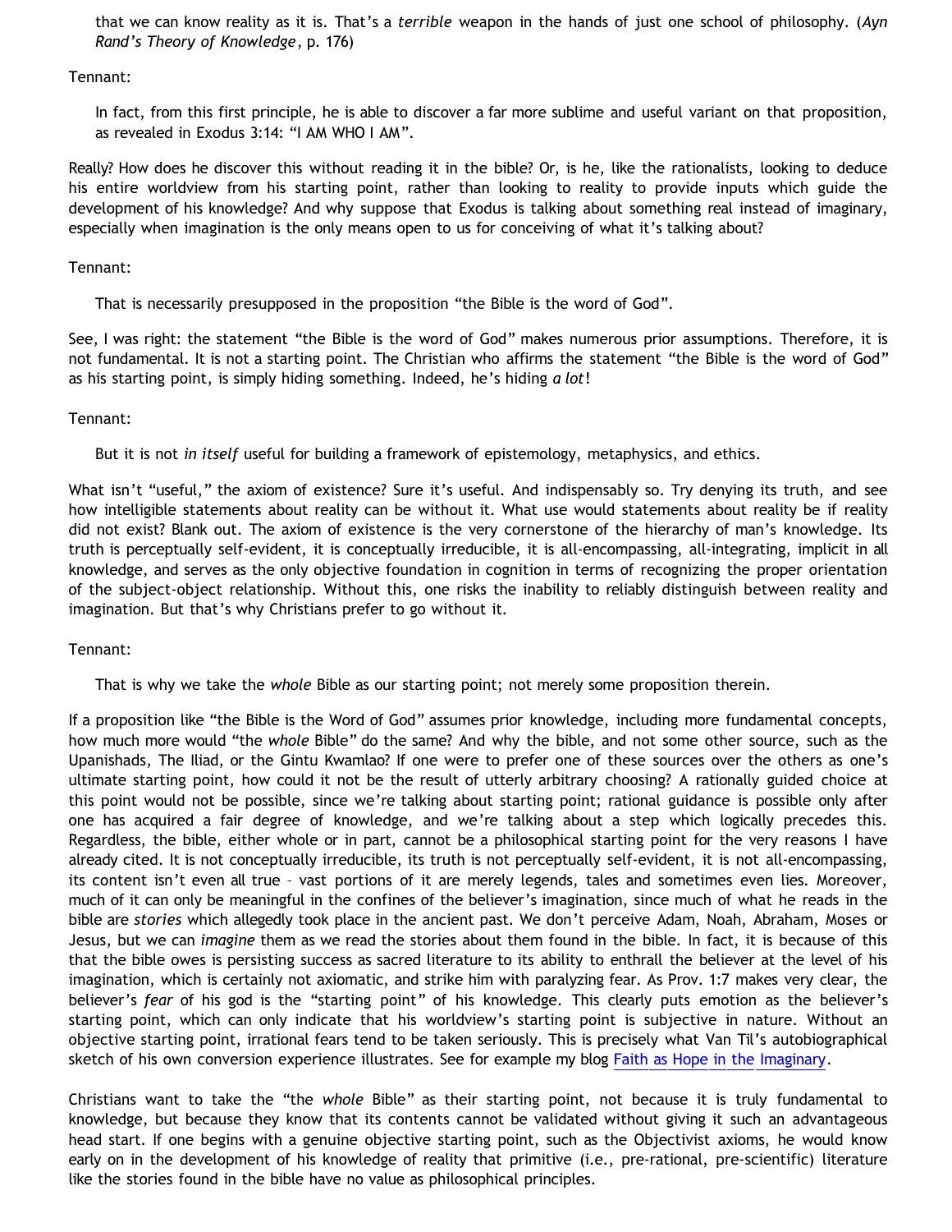> that we can know reality as it is. That's a *terrible* weapon in the hands of just one school of philosophy. (*Ayn Rand's Theory of Knowledge*, p. 176)

Tennant:

> In fact, from this first principle, he is able to discover a far more sublime and useful variant on that proposition, as revealed in Exodus 3:14: "I AM WHO I AM".

Really? How does he discover this without reading it in the bible? Or, is he, like the rationalists, looking to deduce his entire worldview from his starting point, rather than looking to reality to provide inputs which guide the development of his knowledge? And why suppose that Exodus is talking about something real instead of imaginary, especially when imagination is the only means open to us for conceiving of what it's talking about?

Tennant:

> That is necessarily presupposed in the proposition "the Bible is the word of God".

See, I was right: the statement "the Bible is the word of God" makes numerous prior assumptions. Therefore, it is not fundamental. It is not a starting point. The Christian who affirms the statement "the Bible is the word of God" as his starting point, is simply hiding something. Indeed, he's hiding *a lot*!

Tennant:

> But it is not *in itself* useful for building a framework of epistemology, metaphysics, and ethics.

What isn't "useful," the axiom of existence? Sure it's useful. And indispensably so. Try denying its truth, and see how intelligible statements about reality can be without it. What use would statements about reality be if reality did not exist? Blank out. The axiom of existence is the very cornerstone of the hierarchy of man's knowledge. Its truth is perceptually self-evident, it is conceptually irreducible, it is all-encompassing, all-integrating, implicit in all knowledge, and serves as the only objective foundation in cognition in terms of recognizing the proper orientation of the subject-object relationship. Without this, one risks the inability to reliably distinguish between reality and imagination. But that's why Christians prefer to go without it.

Tennant:

> That is why we take the *whole* Bible as our starting point; not merely some proposition therein.

If a proposition like "the Bible is the Word of God" assumes prior knowledge, including more fundamental concepts, how much more would "the *whole* Bible" do the same? And why the bible, and not some other source, such as the Upanishads, The Iliad, or the Gintu Kwamlao? If one were to prefer one of these sources over the others as one's ultimate starting point, how could it not be the result of utterly arbitrary choosing? A rationally guided choice at this point would not be possible, since we're talking about starting point; rational guidance is possible only after one has acquired a fair degree of knowledge, and we're talking about a step which logically precedes this. Regardless, the bible, either whole or in part, cannot be a philosophical starting point for the very reasons I have already cited. It is not conceptually irreducible, its truth is not perceptually self-evident, it is not all-encompassing, its content isn't even all true – vast portions of it are merely legends, tales and sometimes even lies. Moreover, much of it can only be meaningful in the confines of the believer's imagination, since much of what he reads in the bible are *stories* which allegedly took place in the ancient past. We don't perceive Adam, Noah, Abraham, Moses or Jesus, but we can *imagine* them as we read the stories about them found in the bible. In fact, it is because of this that the bible owes is persisting success as sacred literature to its ability to enthrall the believer at the level of his imagination, which is certainly not axiomatic, and strike him with paralyzing fear. As Prov. 1:7 makes very clear, the believer's *fear* of his god is the "starting point" of his knowledge. This clearly puts emotion as the believer's starting point, which can only indicate that his worldview's starting point is subjective in nature. Without an objective starting point, irrational fears tend to be taken seriously. This is precisely what Van Til's autobiographical sketch of his own conversion experience illustrates. See for example my blog [Faith as Hope in the Imaginary](Faith as Hope in the Imaginary).

Christians want to take the "the *whole* Bible" as their starting point, not because it is truly fundamental to knowledge, but because they know that its contents cannot be validated without giving it such an advantageous head start. If one begins with a genuine objective starting point, such as the Objectivist axioms, he would know early on in the development of his knowledge of reality that primitive (i.e., pre-rational, pre-scientific) literature like the stories found in the bible have no value as philosophical principles.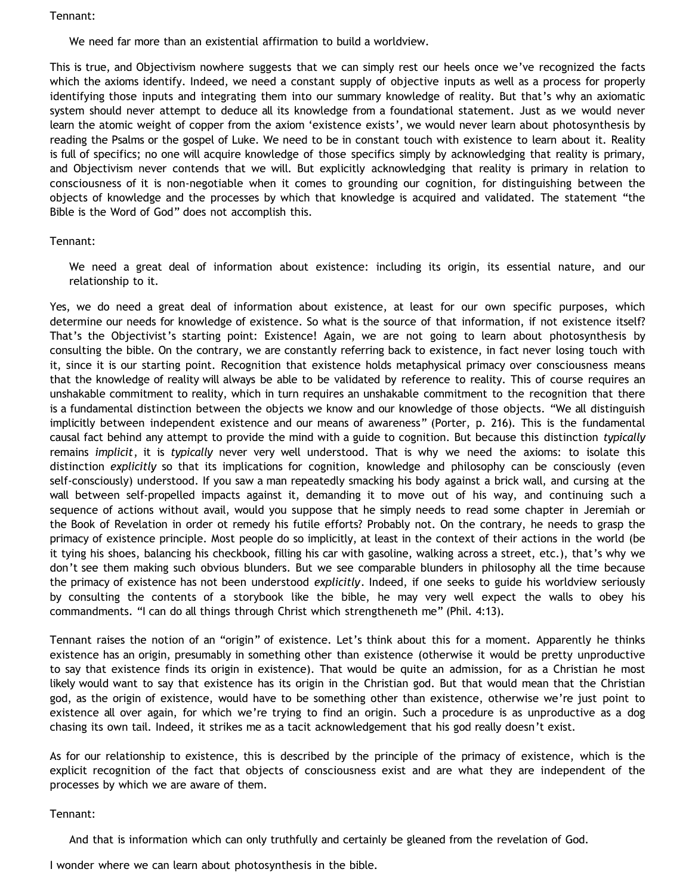Tennant:

> We need far more than an existential affirmation to build a worldview.

This is true, and Objectivism nowhere suggests that we can simply rest our heels once we've recognized the facts which the axioms identify. Indeed, we need a constant supply of objective inputs as well as a process for properly identifying those inputs and integrating them into our summary knowledge of reality. But that's why an axiomatic system should never attempt to deduce all its knowledge from a foundational statement. Just as we would never learn the atomic weight of copper from the axiom 'existence exists', we would never learn about photosynthesis by reading the Psalms or the gospel of Luke. We need to be in constant touch with existence to learn about it. Reality is full of specifics; no one will acquire knowledge of those specifics simply by acknowledging that reality is primary, and Objectivism never contends that we will. But explicitly acknowledging that reality is primary in relation to consciousness of it is non-negotiable when it comes to grounding our cognition, for distinguishing between the objects of knowledge and the processes by which that knowledge is acquired and validated. The statement "the Bible is the Word of God" does not accomplish this.

Tennant:

> We need a great deal of information about existence: including its origin, its essential nature, and our relationship to it.

Yes, we do need a great deal of information about existence, at least for our own specific purposes, which determine our needs for knowledge of existence. So what is the source of that information, if not existence itself? That's the Objectivist's starting point: Existence! Again, we are not going to learn about photosynthesis by consulting the bible. On the contrary, we are constantly referring back to existence, in fact never losing touch with it, since it is our starting point. Recognition that existence holds metaphysical primacy over consciousness means that the knowledge of reality will always be able to be validated by reference to reality. This of course requires an unshakable commitment to reality, which in turn requires an unshakable commitment to the recognition that there is a fundamental distinction between the objects we know and our knowledge of those objects. "We all distinguish implicitly between independent existence and our means of awareness" (Porter, p. 216). This is the fundamental causal fact behind any attempt to provide the mind with a guide to cognition. But because this distinction *typically* remains *implicit*, it is *typically* never very well understood. That is why we need the axioms: to isolate this distinction *explicitly* so that its implications for cognition, knowledge and philosophy can be consciously (even self-consciously) understood. If you saw a man repeatedly smacking his body against a brick wall, and cursing at the wall between self-propelled impacts against it, demanding it to move out of his way, and continuing such a sequence of actions without avail, would you suppose that he simply needs to read some chapter in Jeremiah or the Book of Revelation in order ot remedy his futile efforts? Probably not. On the contrary, he needs to grasp the primacy of existence principle. Most people do so implicitly, at least in the context of their actions in the world (be it tying his shoes, balancing his checkbook, filling his car with gasoline, walking across a street, etc.), that's why we don't see them making such obvious blunders. But we see comparable blunders in philosophy all the time because the primacy of existence has not been understood *explicitly*. Indeed, if one seeks to guide his worldview seriously by consulting the contents of a storybook like the bible, he may very well expect the walls to obey his commandments. "I can do all things through Christ which strengtheneth me" (Phil. 4:13).

Tennant raises the notion of an "origin" of existence. Let's think about this for a moment. Apparently he thinks existence has an origin, presumably in something other than existence (otherwise it would be pretty unproductive to say that existence finds its origin in existence). That would be quite an admission, for as a Christian he most likely would want to say that existence has its origin in the Christian god. But that would mean that the Christian god, as the origin of existence, would have to be something other than existence, otherwise we're just point to existence all over again, for which we're trying to find an origin. Such a procedure is as unproductive as a dog chasing its own tail. Indeed, it strikes me as a tacit acknowledgement that his god really doesn't exist.

As for our relationship to existence, this is described by the principle of the primacy of existence, which is the explicit recognition of the fact that objects of consciousness exist and are what they are independent of the processes by which we are aware of them.

Tennant:

> And that is information which can only truthfully and certainly be gleaned from the revelation of God.

I wonder where we can learn about photosynthesis in the bible.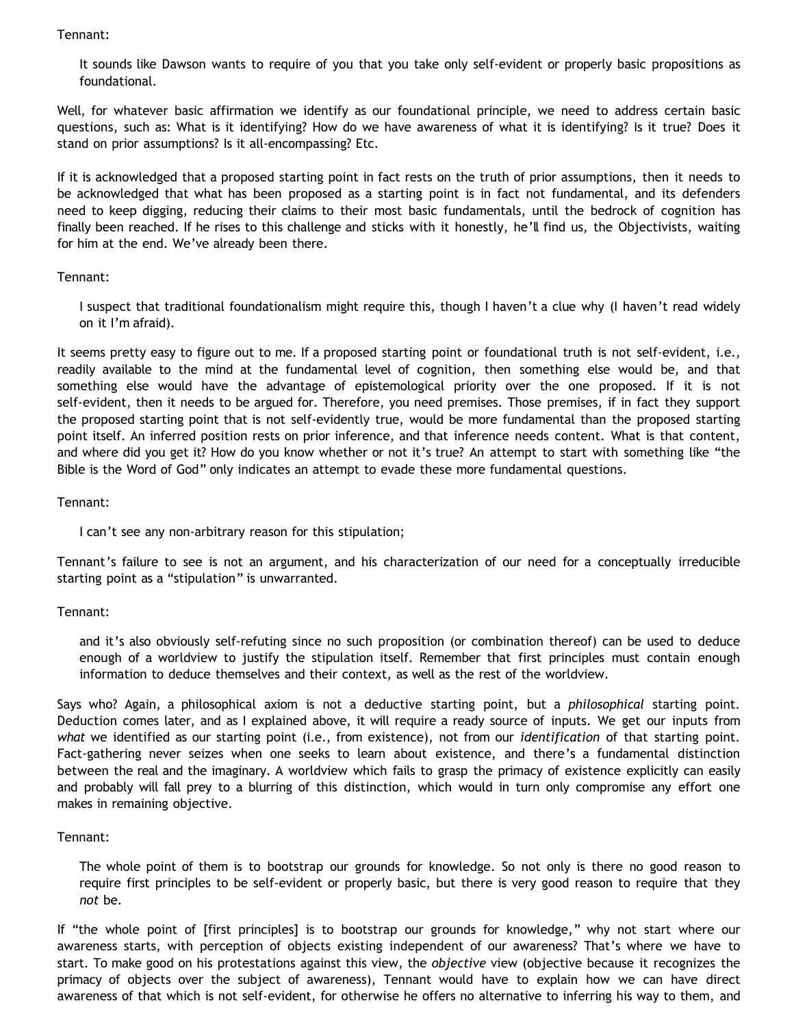Tennant:

> It sounds like Dawson wants to require of you that you take only self-evident or properly basic propositions as foundational.

Well, for whatever basic affirmation we identify as our foundational principle, we need to address certain basic questions, such as: What is it identifying? How do we have awareness of what it is identifying? Is it true? Does it stand on prior assumptions? Is it all-encompassing? Etc.

If it is acknowledged that a proposed starting point in fact rests on the truth of prior assumptions, then it needs to be acknowledged that what has been proposed as a starting point is in fact not fundamental, and its defenders need to keep digging, reducing their claims to their most basic fundamentals, until the bedrock of cognition has finally been reached. If he rises to this challenge and sticks with it honestly, he'll find us, the Objectivists, waiting for him at the end. We've already been there.

Tennant:

> I suspect that traditional foundationalism might require this, though I haven't a clue why (I haven't read widely on it I'm afraid).

It seems pretty easy to figure out to me. If a proposed starting point or foundational truth is not self-evident, i.e., readily available to the mind at the fundamental level of cognition, then something else would be, and that something else would have the advantage of epistemological priority over the one proposed. If it is not self-evident, then it needs to be argued for. Therefore, you need premises. Those premises, if in fact they support the proposed starting point that is not self-evidently true, would be more fundamental than the proposed starting point itself. An inferred position rests on prior inference, and that inference needs content. What is that content, and where did you get it? How do you know whether or not it's true? An attempt to start with something like "the Bible is the Word of God" only indicates an attempt to evade these more fundamental questions.

Tennant:

> I can't see any non-arbitrary reason for this stipulation;

Tennant's failure to see is not an argument, and his characterization of our need for a conceptually irreducible starting point as a "stipulation" is unwarranted.

Tennant:

> and it's also obviously self-refuting since no such proposition (or combination thereof) can be used to deduce enough of a worldview to justify the stipulation itself. Remember that first principles must contain enough information to deduce themselves and their context, as well as the rest of the worldview.

Says who? Again, a philosophical axiom is not a deductive starting point, but a *philosophical* starting point. Deduction comes later, and as I explained above, it will require a ready source of inputs. We get our inputs from *what* we identified as our starting point (i.e., from existence), not from our *identification* of that starting point. Fact-gathering never seizes when one seeks to learn about existence, and there's a fundamental distinction between the real and the imaginary. A worldview which fails to grasp the primacy of existence explicitly can easily and probably will fall prey to a blurring of this distinction, which would in turn only compromise any effort one makes in remaining objective.

Tennant:

> The whole point of them is to bootstrap our grounds for knowledge. So not only is there no good reason to require first principles to be self-evident or properly basic, but there is very good reason to require that they *not* be.

If "the whole point of [first principles] is to bootstrap our grounds for knowledge," why not start where our awareness starts, with perception of objects existing independent of our awareness? That's where we have to start. To make good on his protestations against this view, the *objective* view (objective because it recognizes the primacy of objects over the subject of awareness), Tennant would have to explain how we can have direct awareness of that which is not self-evident, for otherwise he offers no alternative to inferring his way to them, and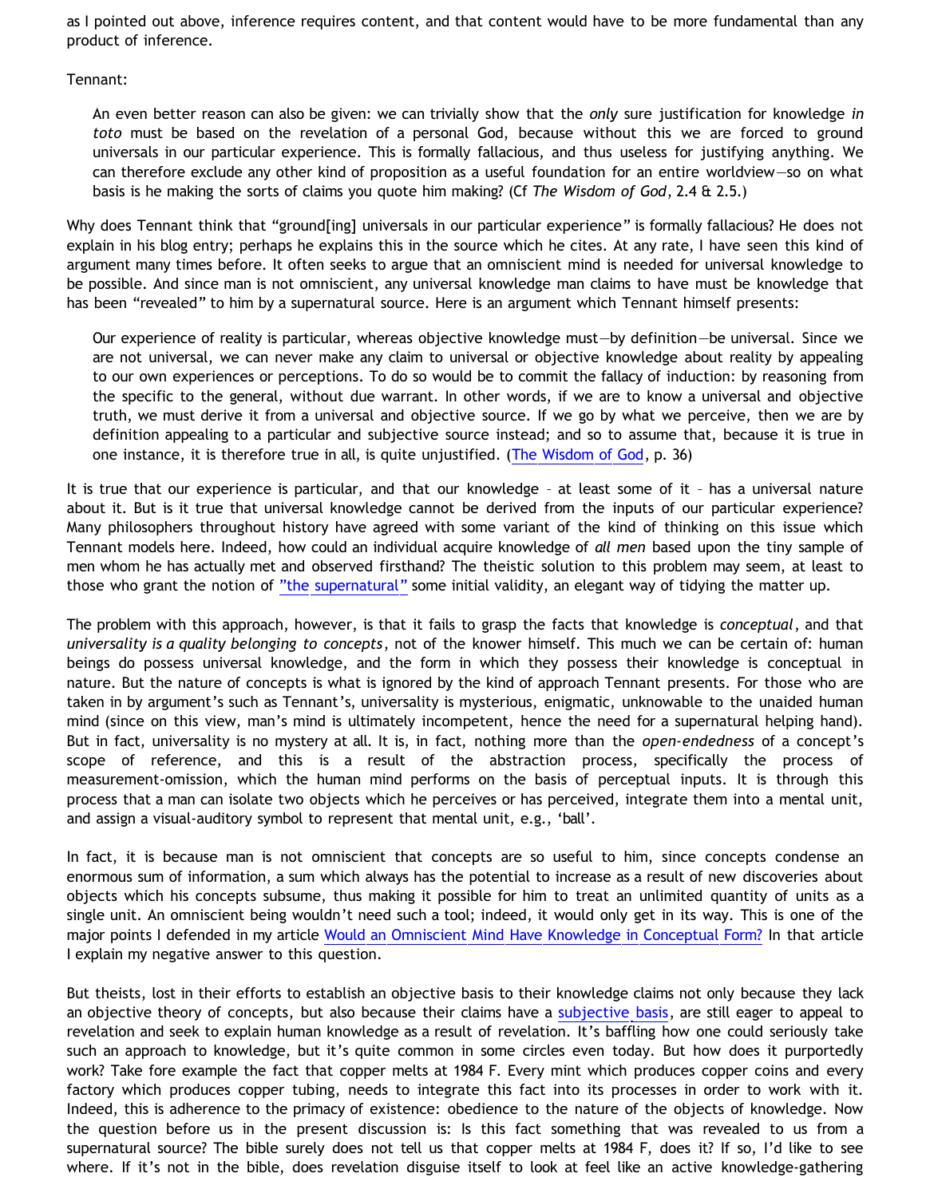as I pointed out above, inference requires content, and that content would have to be more fundamental than any product of inference.

Tennant:

> An even better reason can also be given: we can trivially show that the *only* sure justification for knowledge *in toto* must be based on the revelation of a personal God, because without this we are forced to ground universals in our particular experience. This is formally fallacious, and thus useless for justifying anything. We can therefore exclude any other kind of proposition as a useful foundation for an entire worldview—so on what basis is he making the sorts of claims you quote him making? (Cf *The Wisdom of God*, 2.4 & 2.5.)

Why does Tennant think that "ground[ing] universals in our particular experience" is formally fallacious? He does not explain in his blog entry; perhaps he explains this in the source which he cites. At any rate, I have seen this kind of argument many times before. It often seeks to argue that an omniscient mind is needed for universal knowledge to be possible. And since man is not omniscient, any universal knowledge man claims to have must be knowledge that has been "revealed" to him by a supernatural source. Here is an argument which Tennant himself presents:

> Our experience of reality is particular, whereas objective knowledge must—by definition—be universal. Since we are not universal, we can never make any claim to universal or objective knowledge about reality by appealing to our own experiences or perceptions. To do so would be to commit the fallacy of induction: by reasoning from the specific to the general, without due warrant. In other words, if we are to know a universal and objective truth, we must derive it from a universal and objective source. If we go by what we perceive, then we are by definition appealing to a particular and subjective source instead; and so to assume that, because it is true in one instance, it is therefore true in all, is quite unjustified. (The Wisdom of God, p. 36)

It is true that our experience is particular, and that our knowledge – at least some of it – has a universal nature about it. But is it true that universal knowledge cannot be derived from the inputs of our particular experience? Many philosophers throughout history have agreed with some variant of the kind of thinking on this issue which Tennant models here. Indeed, how could an individual acquire knowledge of *all men* based upon the tiny sample of men whom he has actually met and observed firsthand? The theistic solution to this problem may seem, at least to those who grant the notion of "the supernatural" some initial validity, an elegant way of tidying the matter up.

The problem with this approach, however, is that it fails to grasp the facts that knowledge is *conceptual*, and that *universality is a quality belonging to concepts*, not of the knower himself. This much we can be certain of: human beings do possess universal knowledge, and the form in which they possess their knowledge is conceptual in nature. But the nature of concepts is what is ignored by the kind of approach Tennant presents. For those who are taken in by argument's such as Tennant's, universality is mysterious, enigmatic, unknowable to the unaided human mind (since on this view, man's mind is ultimately incompetent, hence the need for a supernatural helping hand). But in fact, universality is no mystery at all. It is, in fact, nothing more than the *open-endedness* of a concept's scope of reference, and this is a result of the abstraction process, specifically the process of measurement-omission, which the human mind performs on the basis of perceptual inputs. It is through this process that a man can isolate two objects which he perceives or has perceived, integrate them into a mental unit, and assign a visual-auditory symbol to represent that mental unit, e.g., 'ball'.

In fact, it is because man is not omniscient that concepts are so useful to him, since concepts condense an enormous sum of information, a sum which always has the potential to increase as a result of new discoveries about objects which his concepts subsume, thus making it possible for him to treat an unlimited quantity of units as a single unit. An omniscient being wouldn't need such a tool; indeed, it would only get in its way. This is one of the major points I defended in my article Would an Omniscient Mind Have Knowledge in Conceptual Form? In that article I explain my negative answer to this question.

But theists, lost in their efforts to establish an objective basis to their knowledge claims not only because they lack an objective theory of concepts, but also because their claims have a subjective basis, are still eager to appeal to revelation and seek to explain human knowledge as a result of revelation. It's baffling how one could seriously take such an approach to knowledge, but it's quite common in some circles even today. But how does it purportedly work? Take fore example the fact that copper melts at 1984 F. Every mint which produces copper coins and every factory which produces copper tubing, needs to integrate this fact into its processes in order to work with it. Indeed, this is adherence to the primacy of existence: obedience to the nature of the objects of knowledge. Now the question before us in the present discussion is: Is this fact something that was revealed to us from a supernatural source? The bible surely does not tell us that copper melts at 1984 F, does it? If so, I'd like to see where. If it's not in the bible, does revelation disguise itself to look at feel like an active knowledge-gathering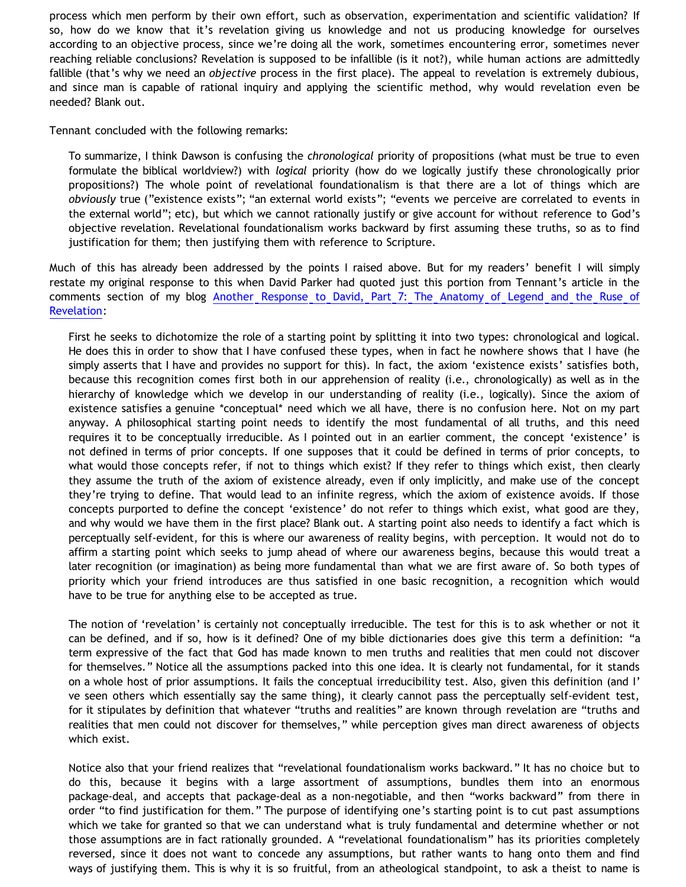process which men perform by their own effort, such as observation, experimentation and scientific validation? If so, how do we know that it's revelation giving us knowledge and not us producing knowledge for ourselves according to an objective process, since we're doing all the work, sometimes encountering error, sometimes never reaching reliable conclusions? Revelation is supposed to be infallible (is it not?), while human actions are admittedly fallible (that's why we need an *objective* process in the first place). The appeal to revelation is extremely dubious, and since man is capable of rational inquiry and applying the scientific method, why would revelation even be needed? Blank out.

Tennant concluded with the following remarks:

> To summarize, I think Dawson is confusing the *chronological* priority of propositions (what must be true to even formulate the biblical worldview?) with *logical* priority (how do we logically justify these chronologically prior propositions?) The whole point of revelational foundationalism is that there are a lot of things which are *obviously* true ("existence exists"; "an external world exists"; "events we perceive are correlated to events in the external world"; etc), but which we cannot rationally justify or give account for without reference to God's objective revelation. Revelational foundationalism works backward by first assuming these truths, so as to find justification for them; then justifying them with reference to Scripture.

Much of this has already been addressed by the points I raised above. But for my readers' benefit I will simply restate my original response to this when David Parker had quoted just this portion from Tennant's article in the comments section of my blog [Another Response to David, Part 7: The Anatomy of Legend and the Ruse of Revelation]():

> First he seeks to dichotomize the role of a starting point by splitting it into two types: chronological and logical. He does this in order to show that I have confused these types, when in fact he nowhere shows that I have (he simply asserts that I have and provides no support for this). In fact, the axiom 'existence exists' satisfies both, because this recognition comes first both in our apprehension of reality (i.e., chronologically) as well as in the hierarchy of knowledge which we develop in our understanding of reality (i.e., logically). Since the axiom of existence satisfies a genuine *conceptual* need which we all have, there is no confusion here. Not on my part anyway. A philosophical starting point needs to identify the most fundamental of all truths, and this need requires it to be conceptually irreducible. As I pointed out in an earlier comment, the concept 'existence' is not defined in terms of prior concepts. If one supposes that it could be defined in terms of prior concepts, to what would those concepts refer, if not to things which exist? If they refer to things which exist, then clearly they assume the truth of the axiom of existence already, even if only implicitly, and make use of the concept they're trying to define. That would lead to an infinite regress, which the axiom of existence avoids. If those concepts purported to define the concept 'existence' do not refer to things which exist, what good are they, and why would we have them in the first place? Blank out. A starting point also needs to identify a fact which is perceptually self-evident, for this is where our awareness of reality begins, with perception. It would not do to affirm a starting point which seeks to jump ahead of where our awareness begins, because this would treat a later recognition (or imagination) as being more fundamental than what we are first aware of. So both types of priority which your friend introduces are thus satisfied in one basic recognition, a recognition which would have to be true for anything else to be accepted as true.
>
> The notion of 'revelation' is certainly not conceptually irreducible. The test for this is to ask whether or not it can be defined, and if so, how is it defined? One of my bible dictionaries does give this term a definition: "a term expressive of the fact that God has made known to men truths and realities that men could not discover for themselves." Notice all the assumptions packed into this one idea. It is clearly not fundamental, for it stands on a whole host of prior assumptions. It fails the conceptual irreducibility test. Also, given this definition (and I've seen others which essentially say the same thing), it clearly cannot pass the perceptually self-evident test, for it stipulates by definition that whatever "truths and realities" are known through revelation are "truths and realities that men could not discover for themselves," while perception gives man direct awareness of objects which exist.
>
> Notice also that your friend realizes that "revelational foundationalism works backward." It has no choice but to do this, because it begins with a large assortment of assumptions, bundles them into an enormous package-deal, and accepts that package-deal as a non-negotiable, and then "works backward" from there in order "to find justification for them." The purpose of identifying one's starting point is to cut past assumptions which we take for granted so that we can understand what is truly fundamental and determine whether or not those assumptions are in fact rationally grounded. A "revelational foundationalism" has its priorities completely reversed, since it does not want to concede any assumptions, but rather wants to hang onto them and find ways of justifying them. This is why it is so fruitful, from an atheological standpoint, to ask a theist to name is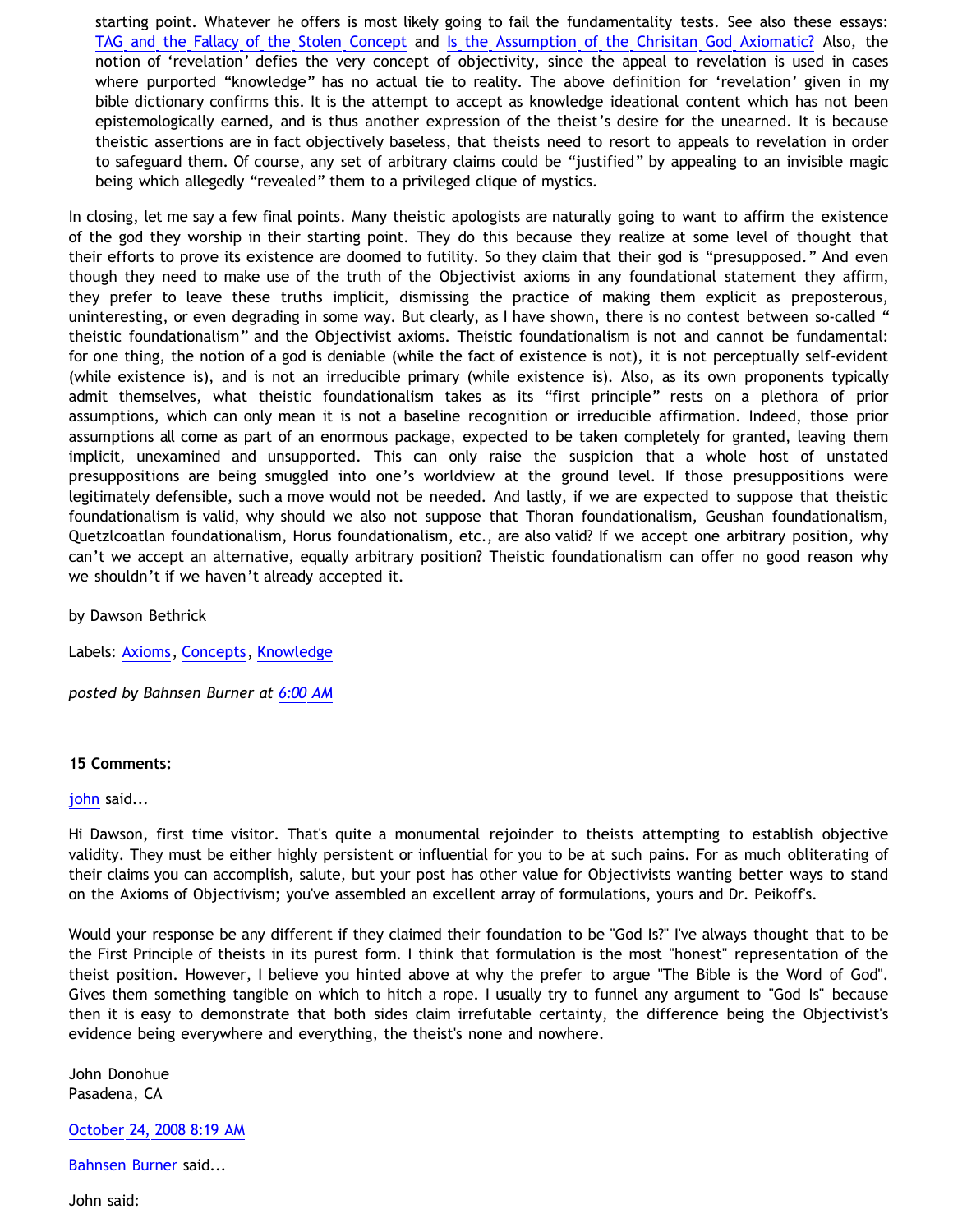starting point. Whatever he offers is most likely going to fail the fundamentality tests. See also these essays: [TAG and the Fallacy of the Stolen Concept] and [Is the Assumption of the Chrisitan God Axiomatic?] Also, the notion of 'revelation' defies the very concept of objectivity, since the appeal to revelation is used in cases where purported "knowledge" has no actual tie to reality. The above definition for 'revelation' given in my bible dictionary confirms this. It is the attempt to accept as knowledge ideational content which has not been epistemologically earned, and is thus another expression of the theist's desire for the unearned. It is because theistic assertions are in fact objectively baseless, that theists need to resort to appeals to revelation in order to safeguard them. Of course, any set of arbitrary claims could be "justified" by appealing to an invisible magic being which allegedly "revealed" them to a privileged clique of mystics.

In closing, let me say a few final points. Many theistic apologists are naturally going to want to affirm the existence of the god they worship in their starting point. They do this because they realize at some level of thought that their efforts to prove its existence are doomed to futility. So they claim that their god is "presupposed." And even though they need to make use of the truth of the Objectivist axioms in any foundational statement they affirm, they prefer to leave these truths implicit, dismissing the practice of making them explicit as preposterous, uninteresting, or even degrading in some way. But clearly, as I have shown, there is no contest between so-called " theistic foundationalism" and the Objectivist axioms. Theistic foundationalism is not and cannot be fundamental: for one thing, the notion of a god is deniable (while the fact of existence is not), it is not perceptually self-evident (while existence is), and is not an irreducible primary (while existence is). Also, as its own proponents typically admit themselves, what theistic foundationalism takes as its "first principle" rests on a plethora of prior assumptions, which can only mean it is not a baseline recognition or irreducible affirmation. Indeed, those prior assumptions all come as part of an enormous package, expected to be taken completely for granted, leaving them implicit, unexamined and unsupported. This can only raise the suspicion that a whole host of unstated presuppositions are being smuggled into one's worldview at the ground level. If those presuppositions were legitimately defensible, such a move would not be needed. And lastly, if we are expected to suppose that theistic foundationalism is valid, why should we also not suppose that Thoran foundationalism, Geushan foundationalism, Quetzlcoatlan foundationalism, Horus foundationalism, etc., are also valid? If we accept one arbitrary position, why can't we accept an alternative, equally arbitrary position? Theistic foundationalism can offer no good reason why we shouldn't if we haven't already accepted it.

by Dawson Bethrick

Labels: Axioms, Concepts, Knowledge

*posted by Bahnsen Burner at 6:00 AM*

**15 Comments:**

john said...

Hi Dawson, first time visitor. That's quite a monumental rejoinder to theists attempting to establish objective validity. They must be either highly persistent or influential for you to be at such pains. For as much obliterating of their claims you can accomplish, salute, but your post has other value for Objectivists wanting better ways to stand on the Axioms of Objectivism; you've assembled an excellent array of formulations, yours and Dr. Peikoff's.

Would your response be any different if they claimed their foundation to be "God Is?" I've always thought that to be the First Principle of theists in its purest form. I think that formulation is the most "honest" representation of the theist position. However, I believe you hinted above at why the prefer to argue "The Bible is the Word of God". Gives them something tangible on which to hitch a rope. I usually try to funnel any argument to "God Is" because then it is easy to demonstrate that both sides claim irrefutable certainty, the difference being the Objectivist's evidence being everywhere and everything, the theist's none and nowhere.

John Donohue
Pasadena, CA

October 24, 2008 8:19 AM

Bahnsen Burner said...

John said: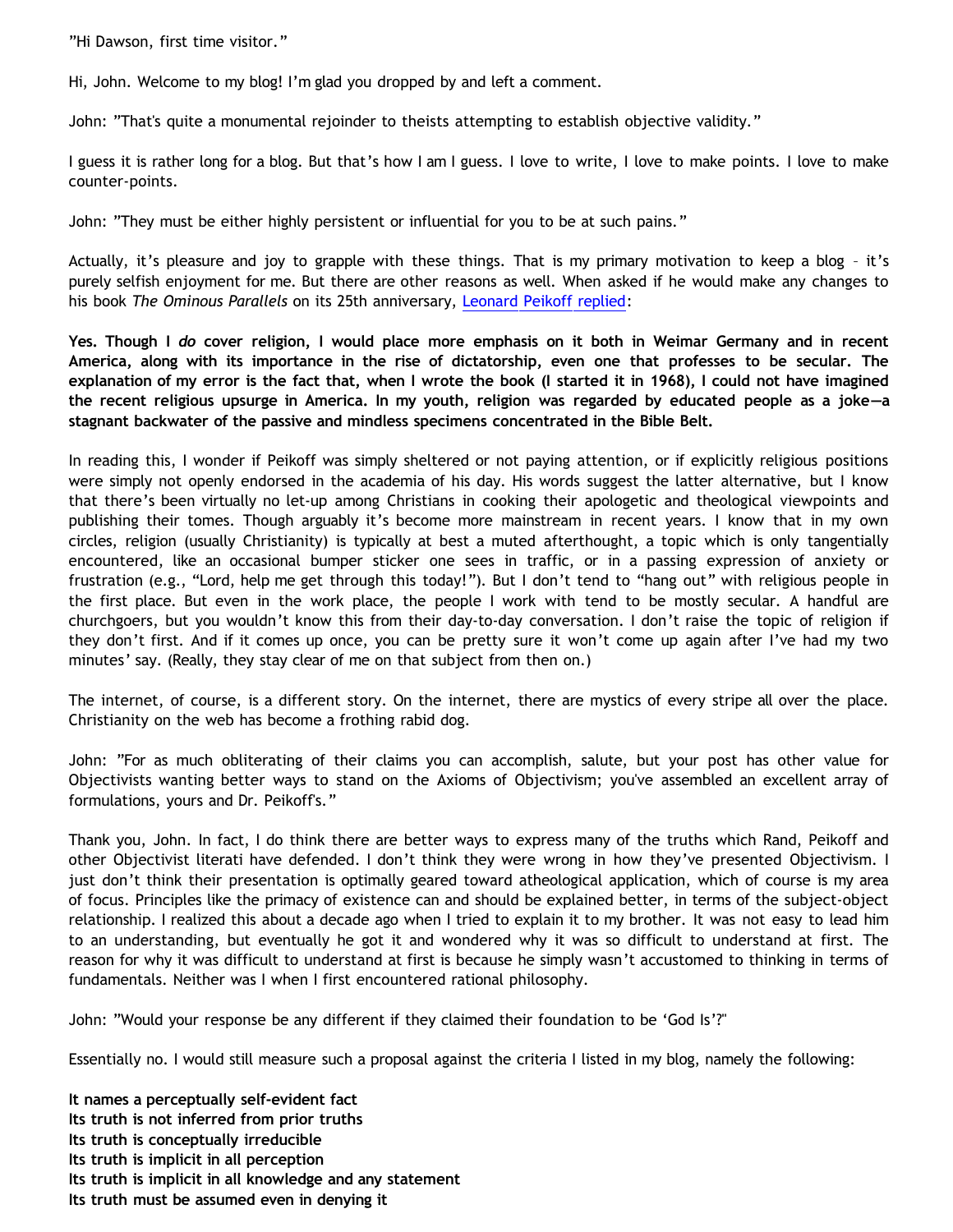"Hi Dawson, first time visitor."

Hi, John. Welcome to my blog! I'm glad you dropped by and left a comment.

John: "That's quite a monumental rejoinder to theists attempting to establish objective validity."

I guess it is rather long for a blog. But that's how I am I guess. I love to write, I love to make points. I love to make counter-points.

John: "They must be either highly persistent or influential for you to be at such pains."

Actually, it's pleasure and joy to grapple with these things. That is my primary motivation to keep a blog – it's purely selfish enjoyment for me. But there are other reasons as well. When asked if he would make any changes to his book *The Ominous Parallels* on its 25th anniversary, Leonard Peikoff replied:

**Yes. Though I *do* cover religion, I would place more emphasis on it both in Weimar Germany and in recent America, along with its importance in the rise of dictatorship, even one that professes to be secular. The explanation of my error is the fact that, when I wrote the book (I started it in 1968), I could not have imagined the recent religious upsurge in America. In my youth, religion was regarded by educated people as a joke—a stagnant backwater of the passive and mindless specimens concentrated in the Bible Belt.**

In reading this, I wonder if Peikoff was simply sheltered or not paying attention, or if explicitly religious positions were simply not openly endorsed in the academia of his day. His words suggest the latter alternative, but I know that there's been virtually no let-up among Christians in cooking their apologetic and theological viewpoints and publishing their tomes. Though arguably it's become more mainstream in recent years. I know that in my own circles, religion (usually Christianity) is typically at best a muted afterthought, a topic which is only tangentially encountered, like an occasional bumper sticker one sees in traffic, or in a passing expression of anxiety or frustration (e.g., "Lord, help me get through this today!"). But I don't tend to "hang out" with religious people in the first place. But even in the work place, the people I work with tend to be mostly secular. A handful are churchgoers, but you wouldn't know this from their day-to-day conversation. I don't raise the topic of religion if they don't first. And if it comes up once, you can be pretty sure it won't come up again after I've had my two minutes' say. (Really, they stay clear of me on that subject from then on.)

The internet, of course, is a different story. On the internet, there are mystics of every stripe all over the place. Christianity on the web has become a frothing rabid dog.

John: "For as much obliterating of their claims you can accomplish, salute, but your post has other value for Objectivists wanting better ways to stand on the Axioms of Objectivism; you've assembled an excellent array of formulations, yours and Dr. Peikoff's."

Thank you, John. In fact, I do think there are better ways to express many of the truths which Rand, Peikoff and other Objectivist literati have defended. I don't think they were wrong in how they've presented Objectivism. I just don't think their presentation is optimally geared toward atheological application, which of course is my area of focus. Principles like the primacy of existence can and should be explained better, in terms of the subject-object relationship. I realized this about a decade ago when I tried to explain it to my brother. It was not easy to lead him to an understanding, but eventually he got it and wondered why it was so difficult to understand at first. The reason for why it was difficult to understand at first is because he simply wasn't accustomed to thinking in terms of fundamentals. Neither was I when I first encountered rational philosophy.

John: "Would your response be any different if they claimed their foundation to be 'God Is'?"

Essentially no. I would still measure such a proposal against the criteria I listed in my blog, namely the following:

**It names a perceptually self-evident fact**
**Its truth is not inferred from prior truths**
**Its truth is conceptually irreducible**
**Its truth is implicit in all perception**
**Its truth is implicit in all knowledge and any statement**
**Its truth must be assumed even in denying it**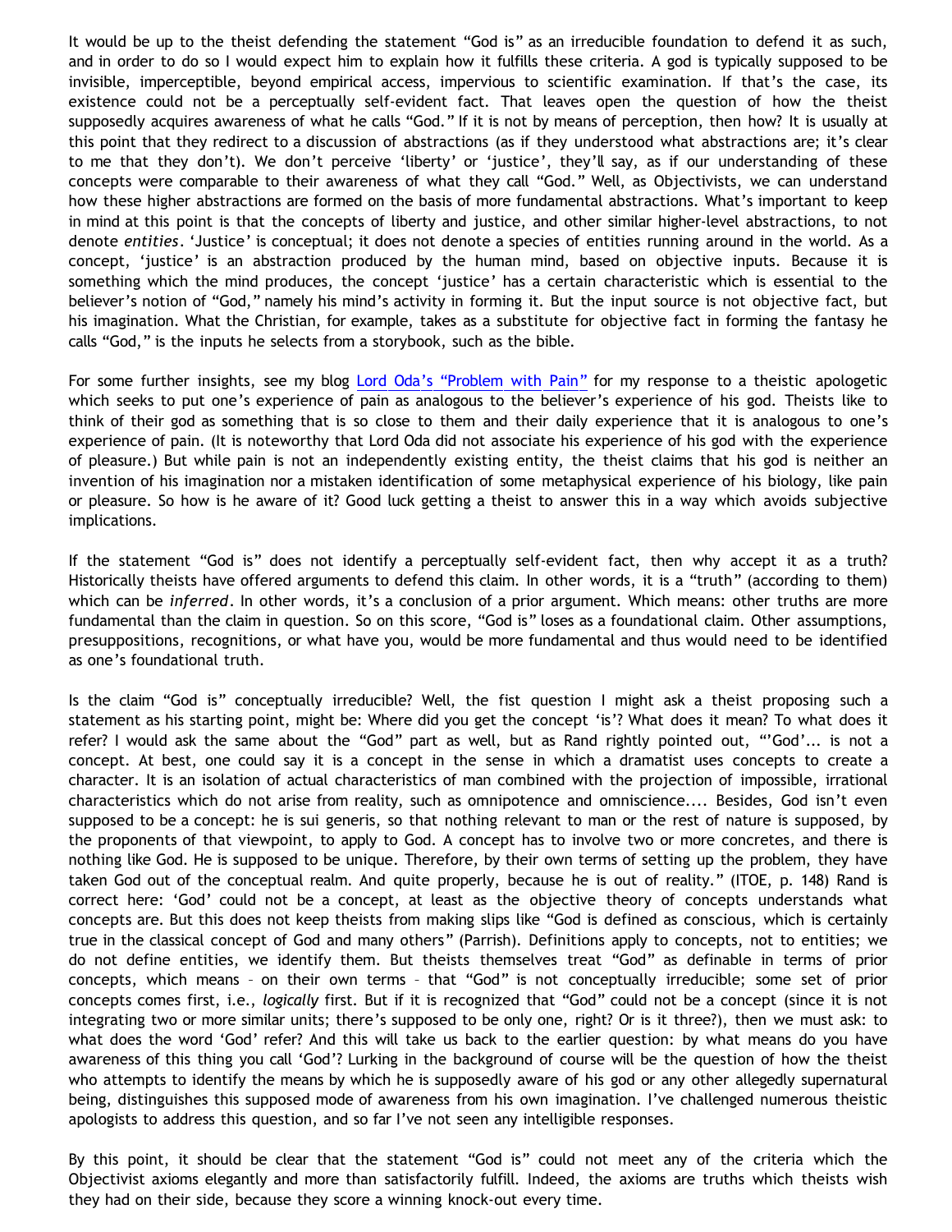It would be up to the theist defending the statement "God is" as an irreducible foundation to defend it as such, and in order to do so I would expect him to explain how it fulfills these criteria. A god is typically supposed to be invisible, imperceptible, beyond empirical access, impervious to scientific examination. If that's the case, its existence could not be a perceptually self-evident fact. That leaves open the question of how the theist supposedly acquires awareness of what he calls "God." If it is not by means of perception, then how? It is usually at this point that they redirect to a discussion of abstractions (as if they understood what abstractions are; it's clear to me that they don't). We don't perceive 'liberty' or 'justice', they'll say, as if our understanding of these concepts were comparable to their awareness of what they call "God." Well, as Objectivists, we can understand how these higher abstractions are formed on the basis of more fundamental abstractions. What's important to keep in mind at this point is that the concepts of liberty and justice, and other similar higher-level abstractions, to not denote *entities*. 'Justice' is conceptual; it does not denote a species of entities running around in the world. As a concept, 'justice' is an abstraction produced by the human mind, based on objective inputs. Because it is something which the mind produces, the concept 'justice' has a certain characteristic which is essential to the believer's notion of "God," namely his mind's activity in forming it. But the input source is not objective fact, but his imagination. What the Christian, for example, takes as a substitute for objective fact in forming the fantasy he calls "God," is the inputs he selects from a storybook, such as the bible.

For some further insights, see my blog Lord Oda's "Problem with Pain" for my response to a theistic apologetic which seeks to put one's experience of pain as analogous to the believer's experience of his god. Theists like to think of their god as something that is so close to them and their daily experience that it is analogous to one's experience of pain. (It is noteworthy that Lord Oda did not associate his experience of his god with the experience of pleasure.) But while pain is not an independently existing entity, the theist claims that his god is neither an invention of his imagination nor a mistaken identification of some metaphysical experience of his biology, like pain or pleasure. So how is he aware of it? Good luck getting a theist to answer this in a way which avoids subjective implications.

If the statement "God is" does not identify a perceptually self-evident fact, then why accept it as a truth? Historically theists have offered arguments to defend this claim. In other words, it is a "truth" (according to them) which can be *inferred*. In other words, it's a conclusion of a prior argument. Which means: other truths are more fundamental than the claim in question. So on this score, "God is" loses as a foundational claim. Other assumptions, presuppositions, recognitions, or what have you, would be more fundamental and thus would need to be identified as one's foundational truth.

Is the claim "God is" conceptually irreducible? Well, the fist question I might ask a theist proposing such a statement as his starting point, might be: Where did you get the concept 'is'? What does it mean? To what does it refer? I would ask the same about the "God" part as well, but as Rand rightly pointed out, "'God'... is not a concept. At best, one could say it is a concept in the sense in which a dramatist uses concepts to create a character. It is an isolation of actual characteristics of man combined with the projection of impossible, irrational characteristics which do not arise from reality, such as omnipotence and omniscience.... Besides, God isn't even supposed to be a concept: he is sui generis, so that nothing relevant to man or the rest of nature is supposed, by the proponents of that viewpoint, to apply to God. A concept has to involve two or more concretes, and there is nothing like God. He is supposed to be unique. Therefore, by their own terms of setting up the problem, they have taken God out of the conceptual realm. And quite properly, because he is out of reality." (ITOE, p. 148) Rand is correct here: 'God' could not be a concept, at least as the objective theory of concepts understands what concepts are. But this does not keep theists from making slips like "God is defined as conscious, which is certainly true in the classical concept of God and many others" (Parrish). Definitions apply to concepts, not to entities; we do not define entities, we identify them. But theists themselves treat "God" as definable in terms of prior concepts, which means – on their own terms – that "God" is not conceptually irreducible; some set of prior concepts comes first, i.e., *logically* first. But if it is recognized that "God" could not be a concept (since it is not integrating two or more similar units; there's supposed to be only one, right? Or is it three?), then we must ask: to what does the word 'God' refer? And this will take us back to the earlier question: by what means do you have awareness of this thing you call 'God'? Lurking in the background of course will be the question of how the theist who attempts to identify the means by which he is supposedly aware of his god or any other allegedly supernatural being, distinguishes this supposed mode of awareness from his own imagination. I've challenged numerous theistic apologists to address this question, and so far I've not seen any intelligible responses.

By this point, it should be clear that the statement "God is" could not meet any of the criteria which the Objectivist axioms elegantly and more than satisfactorily fulfill. Indeed, the axioms are truths which theists wish they had on their side, because they score a winning knock-out every time.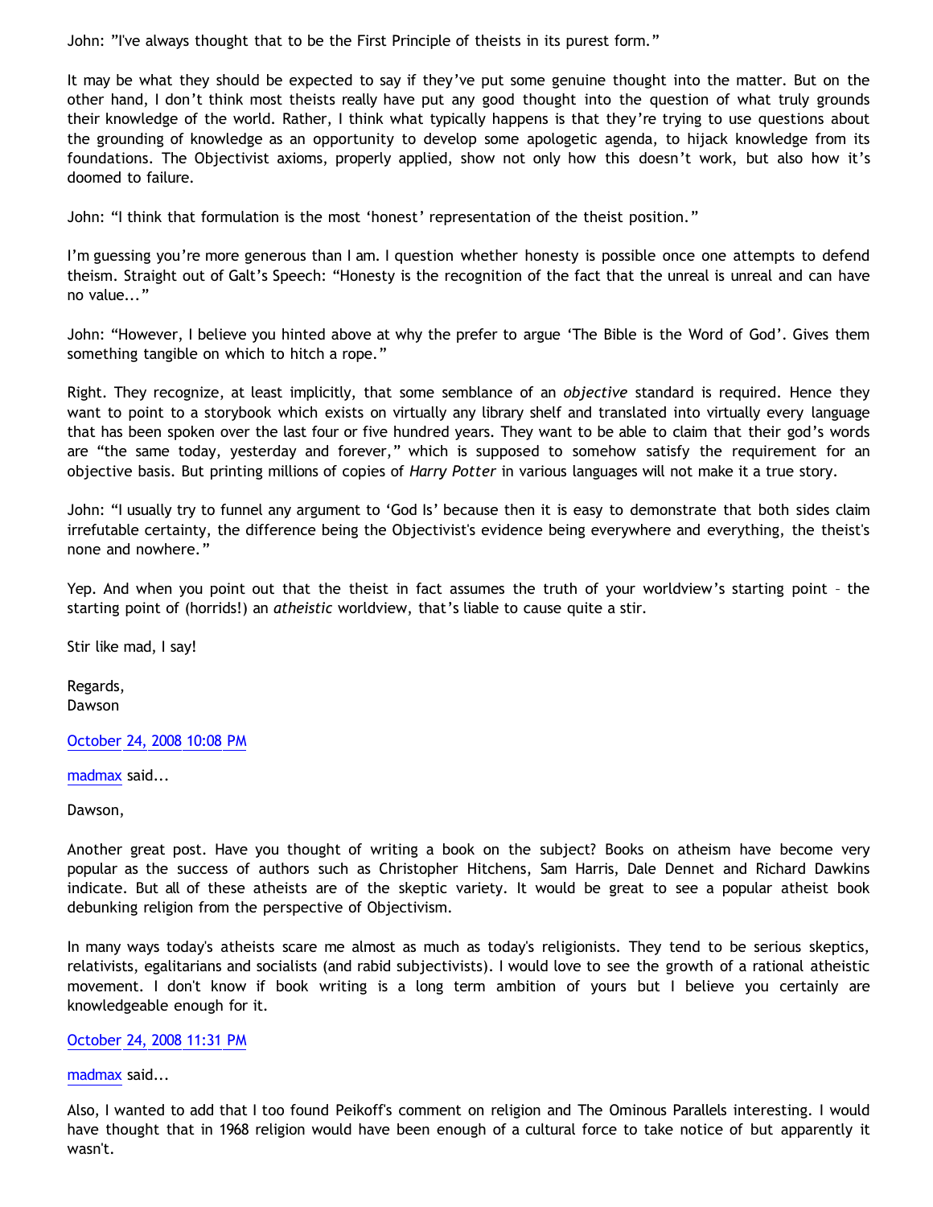John: "I've always thought that to be the First Principle of theists in its purest form."

It may be what they should be expected to say if they've put some genuine thought into the matter. But on the other hand, I don't think most theists really have put any good thought into the question of what truly grounds their knowledge of the world. Rather, I think what typically happens is that they're trying to use questions about the grounding of knowledge as an opportunity to develop some apologetic agenda, to hijack knowledge from its foundations. The Objectivist axioms, properly applied, show not only how this doesn't work, but also how it's doomed to failure.

John: "I think that formulation is the most 'honest' representation of the theist position."

I'm guessing you're more generous than I am. I question whether honesty is possible once one attempts to defend theism. Straight out of Galt's Speech: "Honesty is the recognition of the fact that the unreal is unreal and can have no value..."

John: "However, I believe you hinted above at why the prefer to argue 'The Bible is the Word of God'. Gives them something tangible on which to hitch a rope."

Right. They recognize, at least implicitly, that some semblance of an *objective* standard is required. Hence they want to point to a storybook which exists on virtually any library shelf and translated into virtually every language that has been spoken over the last four or five hundred years. They want to be able to claim that their god's words are "the same today, yesterday and forever," which is supposed to somehow satisfy the requirement for an objective basis. But printing millions of copies of *Harry Potter* in various languages will not make it a true story.

John: "I usually try to funnel any argument to 'God Is' because then it is easy to demonstrate that both sides claim irrefutable certainty, the difference being the Objectivist's evidence being everywhere and everything, the theist's none and nowhere."

Yep. And when you point out that the theist in fact assumes the truth of your worldview's starting point – the starting point of (horrids!) an *atheistic* worldview, that's liable to cause quite a stir.

Stir like mad, I say!

Regards,
Dawson

October 24, 2008 10:08 PM

madmax said...

Dawson,

Another great post. Have you thought of writing a book on the subject? Books on atheism have become very popular as the success of authors such as Christopher Hitchens, Sam Harris, Dale Dennet and Richard Dawkins indicate. But all of these atheists are of the skeptic variety. It would be great to see a popular atheist book debunking religion from the perspective of Objectivism.

In many ways today's atheists scare me almost as much as today's religionists. They tend to be serious skeptics, relativists, egalitarians and socialists (and rabid subjectivists). I would love to see the growth of a rational atheistic movement. I don't know if book writing is a long term ambition of yours but I believe you certainly are knowledgeable enough for it.

October 24, 2008 11:31 PM

madmax said...

Also, I wanted to add that I too found Peikoff's comment on religion and The Ominous Parallels interesting. I would have thought that in 1968 religion would have been enough of a cultural force to take notice of but apparently it wasn't.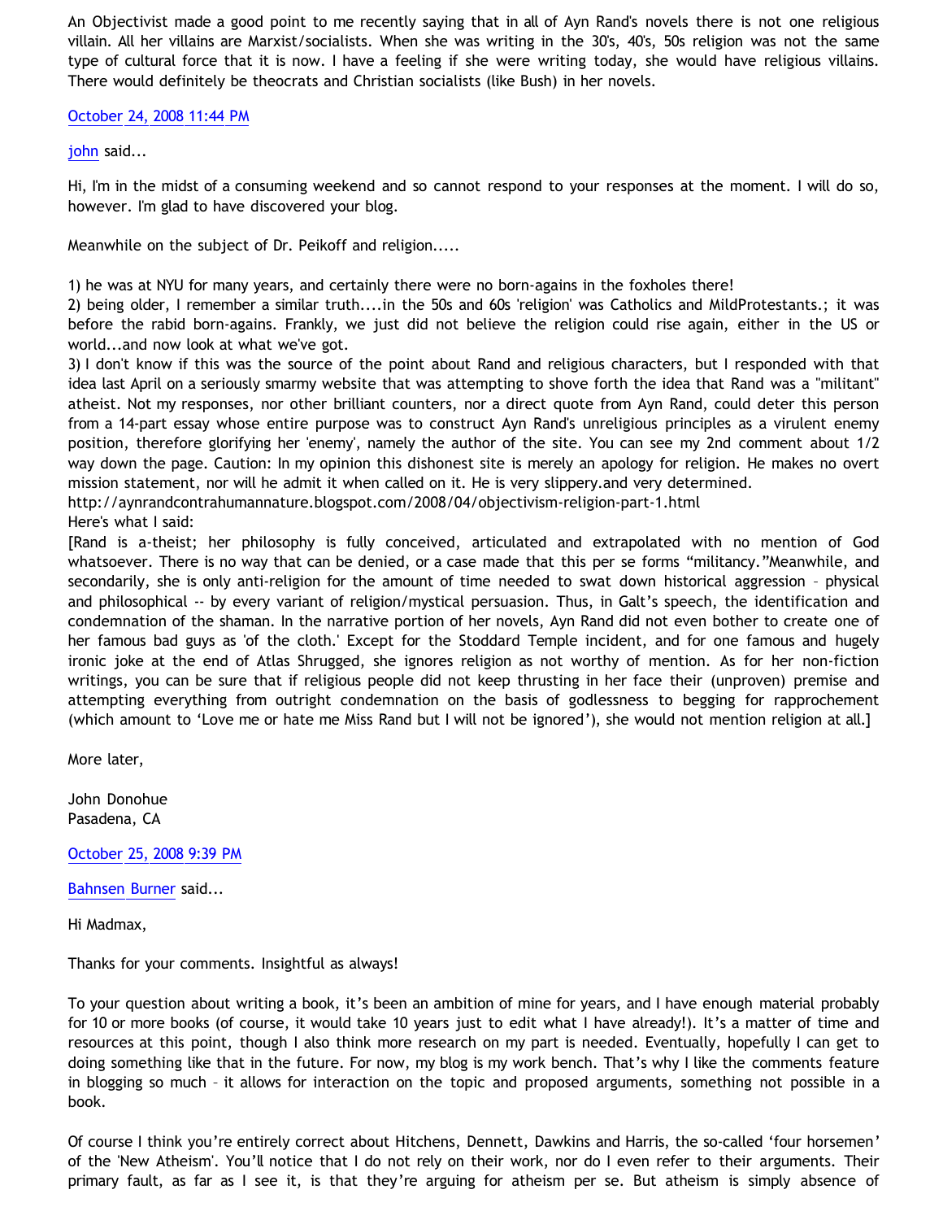An Objectivist made a good point to me recently saying that in all of Ayn Rand's novels there is not one religious villain. All her villains are Marxist/socialists. When she was writing in the 30's, 40's, 50s religion was not the same type of cultural force that it is now. I have a feeling if she were writing today, she would have religious villains. There would definitely be theocrats and Christian socialists (like Bush) in her novels.

October 24, 2008 11:44 PM

john said...

Hi, I'm in the midst of a consuming weekend and so cannot respond to your responses at the moment. I will do so, however. I'm glad to have discovered your blog.

Meanwhile on the subject of Dr. Peikoff and religion.....

1) he was at NYU for many years, and certainly there were no born-agains in the foxholes there!
2) being older, I remember a similar truth....in the 50s and 60s 'religion' was Catholics and MildProtestants.; it was before the rabid born-agains. Frankly, we just did not believe the religion could rise again, either in the US or world...and now look at what we've got.
3) I don't know if this was the source of the point about Rand and religious characters, but I responded with that idea last April on a seriously smarmy website that was attempting to shove forth the idea that Rand was a "militant" atheist. Not my responses, nor other brilliant counters, nor a direct quote from Ayn Rand, could deter this person from a 14-part essay whose entire purpose was to construct Ayn Rand's unreligious principles as a virulent enemy position, therefore glorifying her 'enemy', namely the author of the site. You can see my 2nd comment about 1/2 way down the page. Caution: In my opinion this dishonest site is merely an apology for religion. He makes no overt mission statement, nor will he admit it when called on it. He is very slippery.and very determined.
http://aynrandcontrahumannature.blogspot.com/2008/04/objectivism-religion-part-1.html
Here's what I said:
[Rand is a-theist; her philosophy is fully conceived, articulated and extrapolated with no mention of God whatsoever. There is no way that can be denied, or a case made that this per se forms "militancy."Meanwhile, and secondarily, she is only anti-religion for the amount of time needed to swat down historical aggression – physical and philosophical -- by every variant of religion/mystical persuasion. Thus, in Galt's speech, the identification and condemnation of the shaman. In the narrative portion of her novels, Ayn Rand did not even bother to create one of her famous bad guys as 'of the cloth.' Except for the Stoddard Temple incident, and for one famous and hugely ironic joke at the end of Atlas Shrugged, she ignores religion as not worthy of mention. As for her non-fiction writings, you can be sure that if religious people did not keep thrusting in her face their (unproven) premise and attempting everything from outright condemnation on the basis of godlessness to begging for rapprochement (which amount to 'Love me or hate me Miss Rand but I will not be ignored'), she would not mention religion at all.]

More later,

John Donohue
Pasadena, CA

October 25, 2008 9:39 PM

Bahnsen Burner said...

Hi Madmax,

Thanks for your comments. Insightful as always!

To your question about writing a book, it's been an ambition of mine for years, and I have enough material probably for 10 or more books (of course, it would take 10 years just to edit what I have already!). It's a matter of time and resources at this point, though I also think more research on my part is needed. Eventually, hopefully I can get to doing something like that in the future. For now, my blog is my work bench. That's why I like the comments feature in blogging so much – it allows for interaction on the topic and proposed arguments, something not possible in a book.

Of course I think you're entirely correct about Hitchens, Dennett, Dawkins and Harris, the so-called 'four horsemen' of the 'New Atheism'. You'll notice that I do not rely on their work, nor do I even refer to their arguments. Their primary fault, as far as I see it, is that they're arguing for atheism per se. But atheism is simply absence of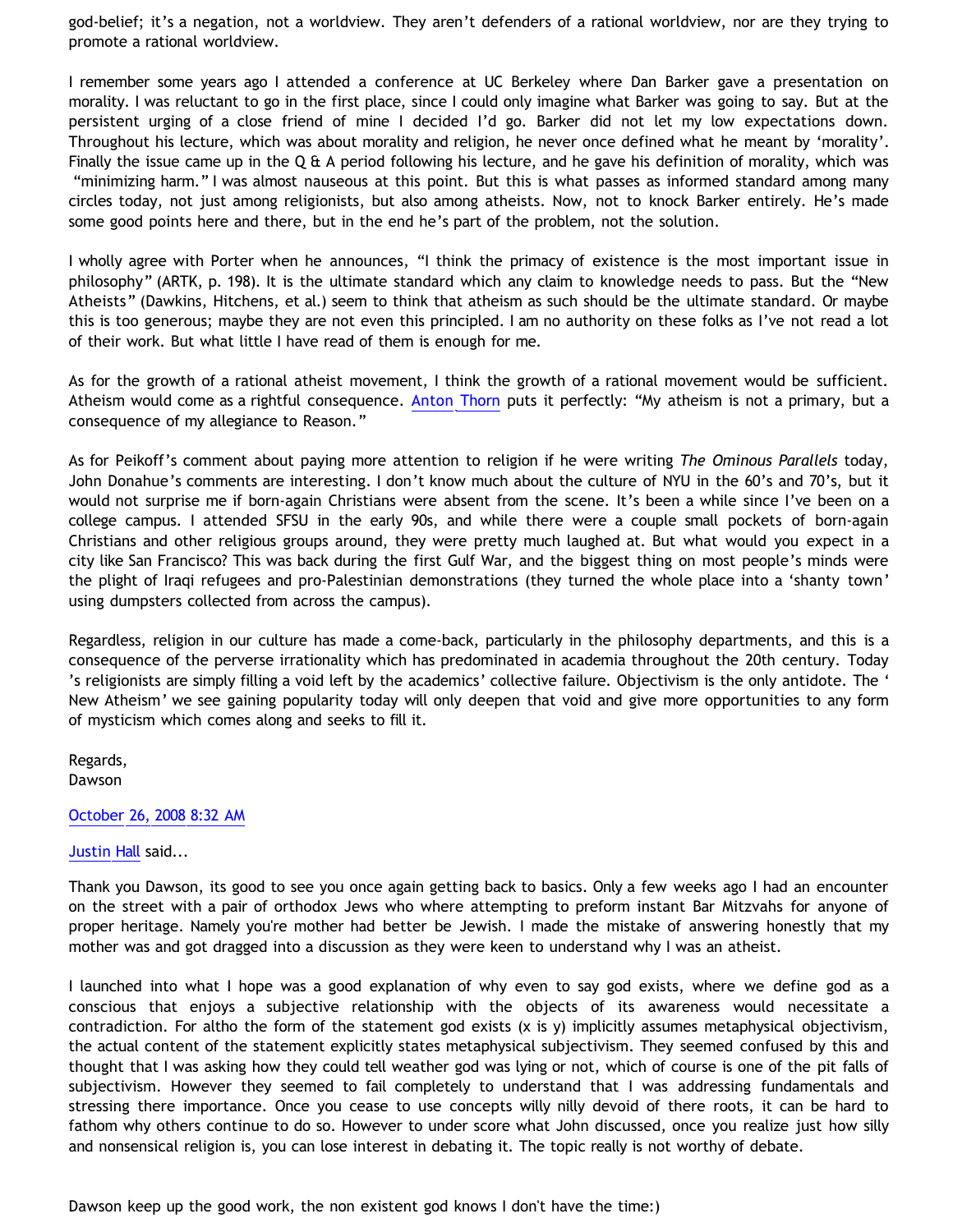god-belief; it's a negation, not a worldview. They aren't defenders of a rational worldview, nor are they trying to promote a rational worldview.

I remember some years ago I attended a conference at UC Berkeley where Dan Barker gave a presentation on morality. I was reluctant to go in the first place, since I could only imagine what Barker was going to say. But at the persistent urging of a close friend of mine I decided I'd go. Barker did not let my low expectations down. Throughout his lecture, which was about morality and religion, he never once defined what he meant by 'morality'. Finally the issue came up in the Q & A period following his lecture, and he gave his definition of morality, which was "minimizing harm." I was almost nauseous at this point. But this is what passes as informed standard among many circles today, not just among religionists, but also among atheists. Now, not to knock Barker entirely. He's made some good points here and there, but in the end he's part of the problem, not the solution.

I wholly agree with Porter when he announces, "I think the primacy of existence is the most important issue in philosophy" (ARTK, p. 198). It is the ultimate standard which any claim to knowledge needs to pass. But the "New Atheists" (Dawkins, Hitchens, et al.) seem to think that atheism as such should be the ultimate standard. Or maybe this is too generous; maybe they are not even this principled. I am no authority on these folks as I've not read a lot of their work. But what little I have read of them is enough for me.

As for the growth of a rational atheist movement, I think the growth of a rational movement would be sufficient. Atheism would come as a rightful consequence. Anton Thorn puts it perfectly: "My atheism is not a primary, but a consequence of my allegiance to Reason."

As for Peikoff's comment about paying more attention to religion if he were writing *The Ominous Parallels* today, John Donahue's comments are interesting. I don't know much about the culture of NYU in the 60's and 70's, but it would not surprise me if born-again Christians were absent from the scene. It's been a while since I've been on a college campus. I attended SFSU in the early 90s, and while there were a couple small pockets of born-again Christians and other religious groups around, they were pretty much laughed at. But what would you expect in a city like San Francisco? This was back during the first Gulf War, and the biggest thing on most people's minds were the plight of Iraqi refugees and pro-Palestinian demonstrations (they turned the whole place into a 'shanty town' using dumpsters collected from across the campus).

Regardless, religion in our culture has made a come-back, particularly in the philosophy departments, and this is a consequence of the perverse irrationality which has predominated in academia throughout the 20th century. Today's religionists are simply filling a void left by the academics' collective failure. Objectivism is the only antidote. The 'New Atheism' we see gaining popularity today will only deepen that void and give more opportunities to any form of mysticism which comes along and seeks to fill it.

Regards,
Dawson

October 26, 2008 8:32 AM

Justin Hall said...

Thank you Dawson, its good to see you once again getting back to basics. Only a few weeks ago I had an encounter on the street with a pair of orthodox Jews who where attempting to preform instant Bar Mitzvahs for anyone of proper heritage. Namely you're mother had better be Jewish. I made the mistake of answering honestly that my mother was and got dragged into a discussion as they were keen to understand why I was an atheist.

I launched into what I hope was a good explanation of why even to say god exists, where we define god as a conscious that enjoys a subjective relationship with the objects of its awareness would necessitate a contradiction. For altho the form of the statement god exists (x is y) implicitly assumes metaphysical objectivism, the actual content of the statement explicitly states metaphysical subjectivism. They seemed confused by this and thought that I was asking how they could tell weather god was lying or not, which of course is one of the pit falls of subjectivism. However they seemed to fail completely to understand that I was addressing fundamentals and stressing there importance. Once you cease to use concepts willy nilly devoid of there roots, it can be hard to fathom why others continue to do so. However to under score what John discussed, once you realize just how silly and nonsensical religion is, you can lose interest in debating it. The topic really is not worthy of debate.

Dawson keep up the good work, the non existent god knows I don't have the time:)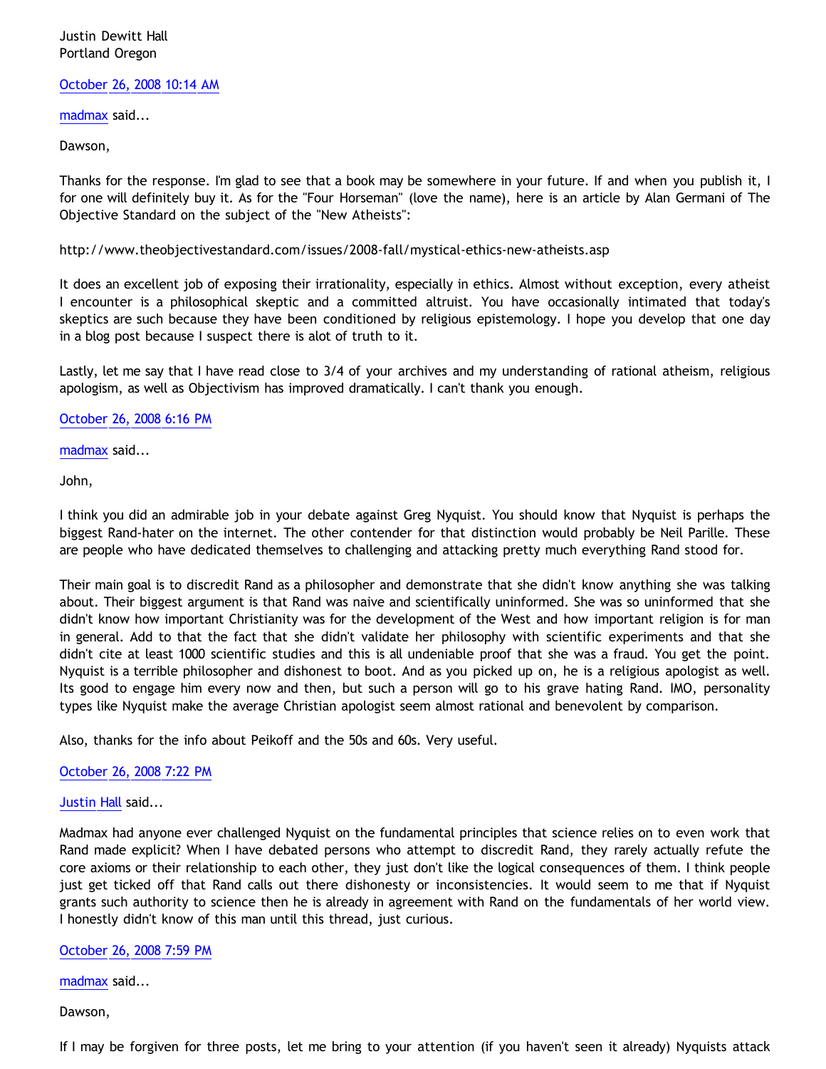Justin Dewitt Hall
Portland Oregon

October 26, 2008 10:14 AM

madmax said...

Dawson,

Thanks for the response. I'm glad to see that a book may be somewhere in your future. If and when you publish it, I for one will definitely buy it. As for the "Four Horseman" (love the name), here is an article by Alan Germani of The Objective Standard on the subject of the "New Atheists":

http://www.theobjectivestandard.com/issues/2008-fall/mystical-ethics-new-atheists.asp

It does an excellent job of exposing their irrationality, especially in ethics. Almost without exception, every atheist I encounter is a philosophical skeptic and a committed altruist. You have occasionally intimated that today's skeptics are such because they have been conditioned by religious epistemology. I hope you develop that one day in a blog post because I suspect there is alot of truth to it.

Lastly, let me say that I have read close to 3/4 of your archives and my understanding of rational atheism, religious apologism, as well as Objectivism has improved dramatically. I can't thank you enough.

October 26, 2008 6:16 PM

madmax said...

John,

I think you did an admirable job in your debate against Greg Nyquist. You should know that Nyquist is perhaps the biggest Rand-hater on the internet. The other contender for that distinction would probably be Neil Parille. These are people who have dedicated themselves to challenging and attacking pretty much everything Rand stood for.

Their main goal is to discredit Rand as a philosopher and demonstrate that she didn't know anything she was talking about. Their biggest argument is that Rand was naive and scientifically uninformed. She was so uninformed that she didn't know how important Christianity was for the development of the West and how important religion is for man in general. Add to that the fact that she didn't validate her philosophy with scientific experiments and that she didn't cite at least 1000 scientific studies and this is all undeniable proof that she was a fraud. You get the point. Nyquist is a terrible philosopher and dishonest to boot. And as you picked up on, he is a religious apologist as well. Its good to engage him every now and then, but such a person will go to his grave hating Rand. IMO, personality types like Nyquist make the average Christian apologist seem almost rational and benevolent by comparison.

Also, thanks for the info about Peikoff and the 50s and 60s. Very useful.

October 26, 2008 7:22 PM

Justin Hall said...

Madmax had anyone ever challenged Nyquist on the fundamental principles that science relies on to even work that Rand made explicit? When I have debated persons who attempt to discredit Rand, they rarely actually refute the core axioms or their relationship to each other, they just don't like the logical consequences of them. I think people just get ticked off that Rand calls out there dishonesty or inconsistencies. It would seem to me that if Nyquist grants such authority to science then he is already in agreement with Rand on the fundamentals of her world view. I honestly didn't know of this man until this thread, just curious.

October 26, 2008 7:59 PM

madmax said...

Dawson,

If I may be forgiven for three posts, let me bring to your attention (if you haven't seen it already) Nyquists attack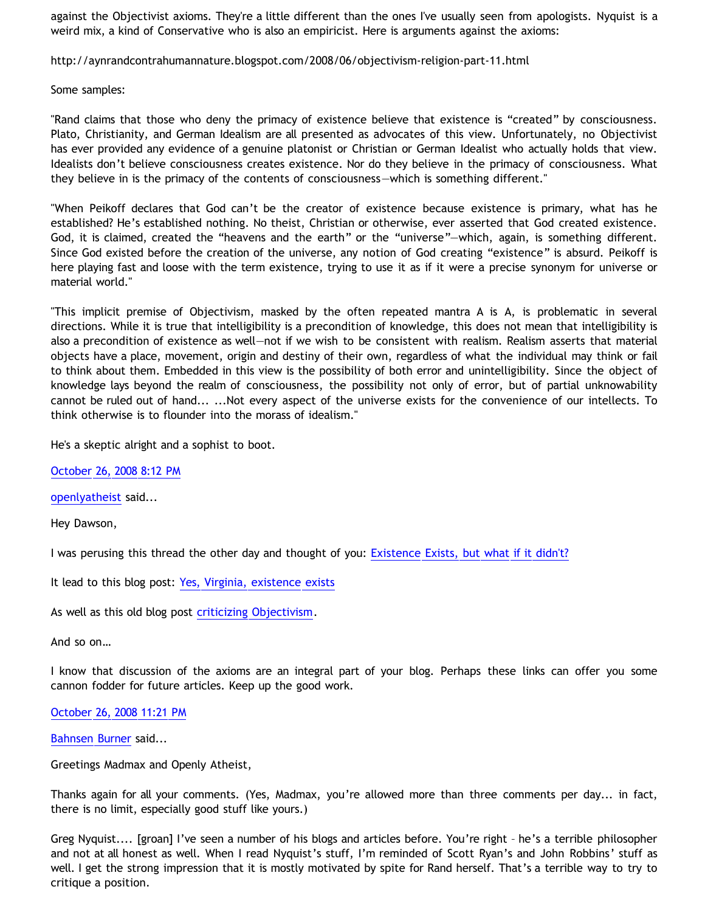against the Objectivist axioms. They're a little different than the ones I've usually seen from apologists. Nyquist is a weird mix, a kind of Conservative who is also an empiricist. Here is arguments against the axioms:

http://aynrandcontrahumannature.blogspot.com/2008/06/objectivism-religion-part-11.html

Some samples:

"Rand claims that those who deny the primacy of existence believe that existence is "created" by consciousness. Plato, Christianity, and German Idealism are all presented as advocates of this view. Unfortunately, no Objectivist has ever provided any evidence of a genuine platonist or Christian or German Idealist who actually holds that view. Idealists don't believe consciousness creates existence. Nor do they believe in the primacy of consciousness. What they believe in is the primacy of the contents of consciousness—which is something different."

"When Peikoff declares that God can't be the creator of existence because existence is primary, what has he established? He's established nothing. No theist, Christian or otherwise, ever asserted that God created existence. God, it is claimed, created the "heavens and the earth" or the "universe"—which, again, is something different. Since God existed before the creation of the universe, any notion of God creating "existence" is absurd. Peikoff is here playing fast and loose with the term existence, trying to use it as if it were a precise synonym for universe or material world."

"This implicit premise of Objectivism, masked by the often repeated mantra A is A, is problematic in several directions. While it is true that intelligibility is a precondition of knowledge, this does not mean that intelligibility is also a precondition of existence as well—not if we wish to be consistent with realism. Realism asserts that material objects have a place, movement, origin and destiny of their own, regardless of what the individual may think or fail to think about them. Embedded in this view is the possibility of both error and unintelligibility. Since the object of knowledge lays beyond the realm of consciousness, the possibility not only of error, but of partial unknowability cannot be ruled out of hand... ...Not every aspect of the universe exists for the convenience of our intellects. To think otherwise is to flounder into the morass of idealism."

He's a skeptic alright and a sophist to boot.

October 26, 2008 8:12 PM

openlyatheist said...

Hey Dawson,

I was perusing this thread the other day and thought of you: Existence Exists, but what if it didn't?

It lead to this blog post: Yes, Virginia, existence exists

As well as this old blog post criticizing Objectivism.

And so on…

I know that discussion of the axioms are an integral part of your blog. Perhaps these links can offer you some cannon fodder for future articles. Keep up the good work.

October 26, 2008 11:21 PM

Bahnsen Burner said...

Greetings Madmax and Openly Atheist,

Thanks again for all your comments. (Yes, Madmax, you're allowed more than three comments per day... in fact, there is no limit, especially good stuff like yours.)

Greg Nyquist.... [groan] I've seen a number of his blogs and articles before. You're right – he's a terrible philosopher and not at all honest as well. When I read Nyquist's stuff, I'm reminded of Scott Ryan's and John Robbins' stuff as well. I get the strong impression that it is mostly motivated by spite for Rand herself. That's a terrible way to try to critique a position.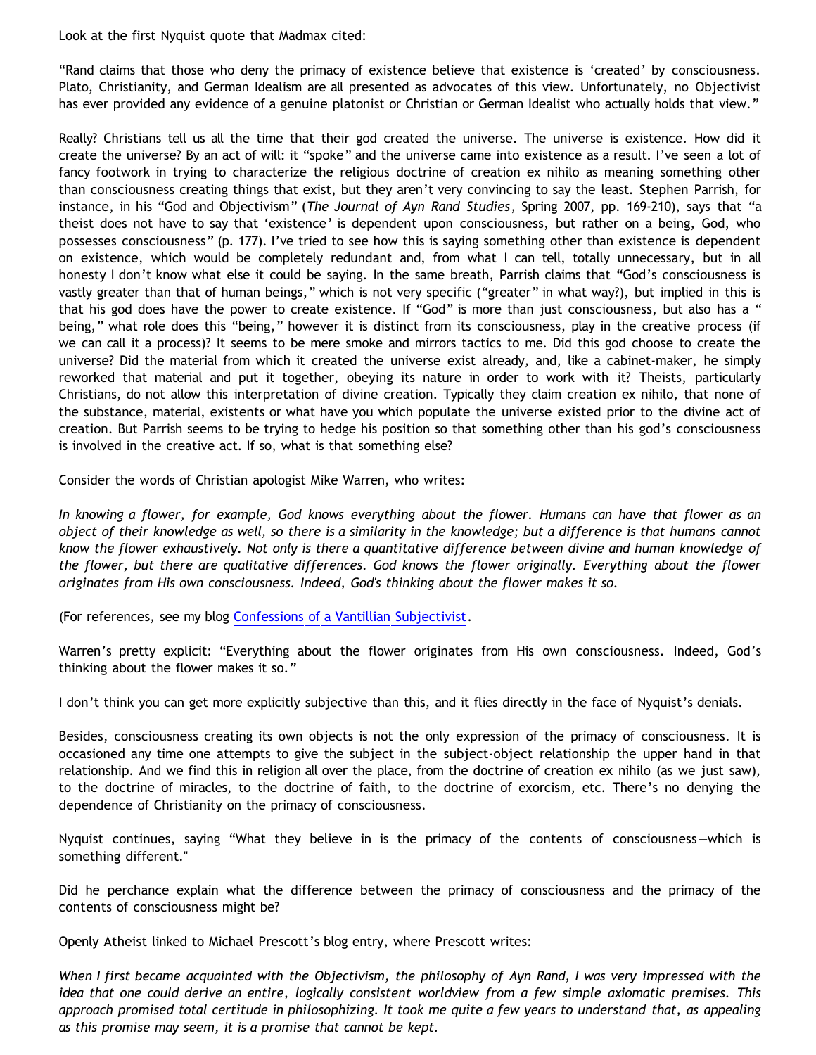Look at the first Nyquist quote that Madmax cited:

"Rand claims that those who deny the primacy of existence believe that existence is 'created' by consciousness. Plato, Christianity, and German Idealism are all presented as advocates of this view. Unfortunately, no Objectivist has ever provided any evidence of a genuine platonist or Christian or German Idealist who actually holds that view."

Really? Christians tell us all the time that their god created the universe. The universe is existence. How did it create the universe? By an act of will: it "spoke" and the universe came into existence as a result. I've seen a lot of fancy footwork in trying to characterize the religious doctrine of creation ex nihilo as meaning something other than consciousness creating things that exist, but they aren't very convincing to say the least. Stephen Parrish, for instance, in his "God and Objectivism" (*The Journal of Ayn Rand Studies*, Spring 2007, pp. 169-210), says that "a theist does not have to say that 'existence' is dependent upon consciousness, but rather on a being, God, who possesses consciousness" (p. 177). I've tried to see how this is saying something other than existence is dependent on existence, which would be completely redundant and, from what I can tell, totally unnecessary, but in all honesty I don't know what else it could be saying. In the same breath, Parrish claims that "God's consciousness is vastly greater than that of human beings," which is not very specific ("greater" in what way?), but implied in this is that his god does have the power to create existence. If "God" is more than just consciousness, but also has a " being," what role does this "being," however it is distinct from its consciousness, play in the creative process (if we can call it a process)? It seems to be mere smoke and mirrors tactics to me. Did this god choose to create the universe? Did the material from which it created the universe exist already, and, like a cabinet-maker, he simply reworked that material and put it together, obeying its nature in order to work with it? Theists, particularly Christians, do not allow this interpretation of divine creation. Typically they claim creation ex nihilo, that none of the substance, material, existents or what have you which populate the universe existed prior to the divine act of creation. But Parrish seems to be trying to hedge his position so that something other than his god's consciousness is involved in the creative act. If so, what is that something else?

Consider the words of Christian apologist Mike Warren, who writes:

*In knowing a flower, for example, God knows everything about the flower. Humans can have that flower as an object of their knowledge as well, so there is a similarity in the knowledge; but a difference is that humans cannot know the flower exhaustively. Not only is there a quantitative difference between divine and human knowledge of the flower, but there are qualitative differences. God knows the flower originally. Everything about the flower originates from His own consciousness. Indeed, God's thinking about the flower makes it so.*

(For references, see my blog [Confessions of a Vantillian Subjectivist](Confessions of a Vantillian Subjectivist).

Warren's pretty explicit: "Everything about the flower originates from His own consciousness. Indeed, God's thinking about the flower makes it so."

I don't think you can get more explicitly subjective than this, and it flies directly in the face of Nyquist's denials.

Besides, consciousness creating its own objects is not the only expression of the primacy of consciousness. It is occasioned any time one attempts to give the subject in the subject-object relationship the upper hand in that relationship. And we find this in religion all over the place, from the doctrine of creation ex nihilo (as we just saw), to the doctrine of miracles, to the doctrine of faith, to the doctrine of exorcism, etc. There's no denying the dependence of Christianity on the primacy of consciousness.

Nyquist continues, saying "What they believe in is the primacy of the contents of consciousness—which is something different."

Did he perchance explain what the difference between the primacy of consciousness and the primacy of the contents of consciousness might be?

Openly Atheist linked to Michael Prescott's blog entry, where Prescott writes:

*When I first became acquainted with the Objectivism, the philosophy of Ayn Rand, I was very impressed with the idea that one could derive an entire, logically consistent worldview from a few simple axiomatic premises. This approach promised total certitude in philosophizing. It took me quite a few years to understand that, as appealing as this promise may seem, it is a promise that cannot be kept.*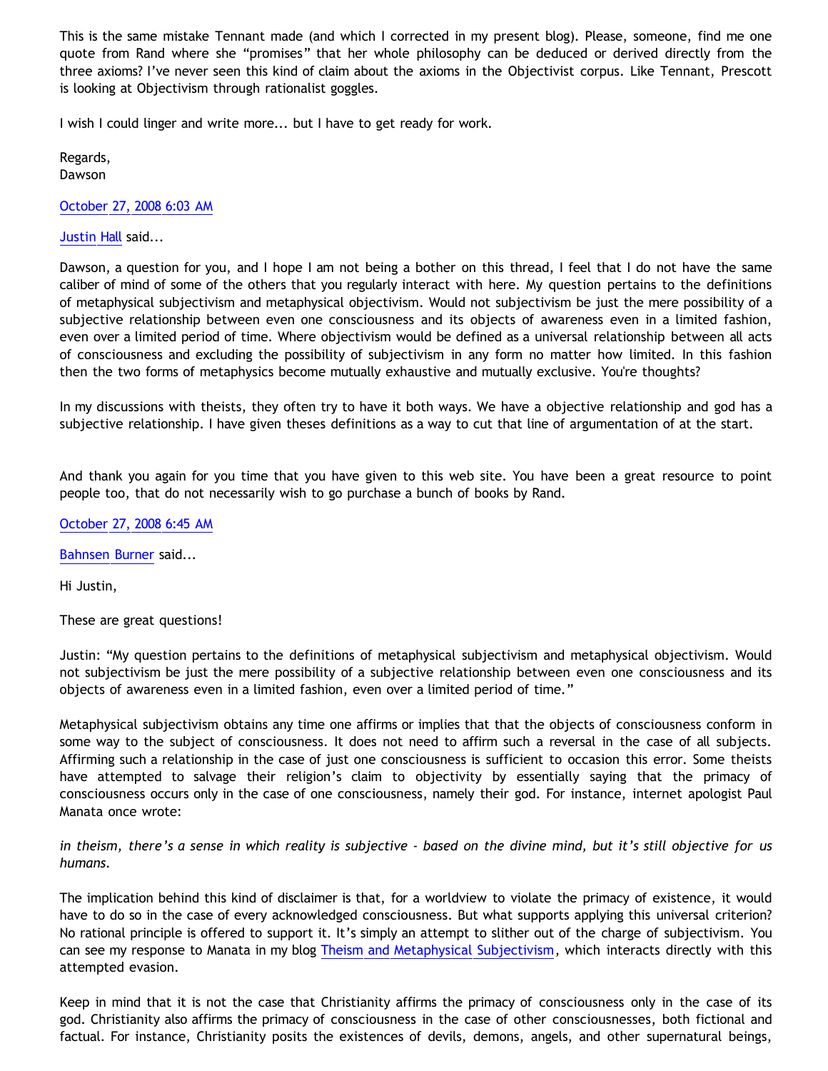This is the same mistake Tennant made (and which I corrected in my present blog). Please, someone, find me one quote from Rand where she "promises" that her whole philosophy can be deduced or derived directly from the three axioms? I've never seen this kind of claim about the axioms in the Objectivist corpus. Like Tennant, Prescott is looking at Objectivism through rationalist goggles.

I wish I could linger and write more... but I have to get ready for work.

Regards,
Dawson

October 27, 2008 6:03 AM

Justin Hall said...

Dawson, a question for you, and I hope I am not being a bother on this thread, I feel that I do not have the same caliber of mind of some of the others that you regularly interact with here. My question pertains to the definitions of metaphysical subjectivism and metaphysical objectivism. Would not subjectivism be just the mere possibility of a subjective relationship between even one consciousness and its objects of awareness even in a limited fashion, even over a limited period of time. Where objectivism would be defined as a universal relationship between all acts of consciousness and excluding the possibility of subjectivism in any form no matter how limited. In this fashion then the two forms of metaphysics become mutually exhaustive and mutually exclusive. You're thoughts?

In my discussions with theists, they often try to have it both ways. We have a objective relationship and god has a subjective relationship. I have given theses definitions as a way to cut that line of argumentation of at the start.

And thank you again for you time that you have given to this web site. You have been a great resource to point people too, that do not necessarily wish to go purchase a bunch of books by Rand.

October 27, 2008 6:45 AM

Bahnsen Burner said...

Hi Justin,

These are great questions!

Justin: "My question pertains to the definitions of metaphysical subjectivism and metaphysical objectivism. Would not subjectivism be just the mere possibility of a subjective relationship between even one consciousness and its objects of awareness even in a limited fashion, even over a limited period of time."

Metaphysical subjectivism obtains any time one affirms or implies that that the objects of consciousness conform in some way to the subject of consciousness. It does not need to affirm such a reversal in the case of all subjects. Affirming such a relationship in the case of just one consciousness is sufficient to occasion this error. Some theists have attempted to salvage their religion's claim to objectivity by essentially saying that the primacy of consciousness occurs only in the case of one consciousness, namely their god. For instance, internet apologist Paul Manata once wrote:

*in theism, there's a sense in which reality is subjective - based on the divine mind, but it's still objective for us humans.*

The implication behind this kind of disclaimer is that, for a worldview to violate the primacy of existence, it would have to do so in the case of every acknowledged consciousness. But what supports applying this universal criterion? No rational principle is offered to support it. It's simply an attempt to slither out of the charge of subjectivism. You can see my response to Manata in my blog Theism and Metaphysical Subjectivism, which interacts directly with this attempted evasion.

Keep in mind that it is not the case that Christianity affirms the primacy of consciousness only in the case of its god. Christianity also affirms the primacy of consciousness in the case of other consciousnesses, both fictional and factual. For instance, Christianity posits the existences of devils, demons, angels, and other supernatural beings,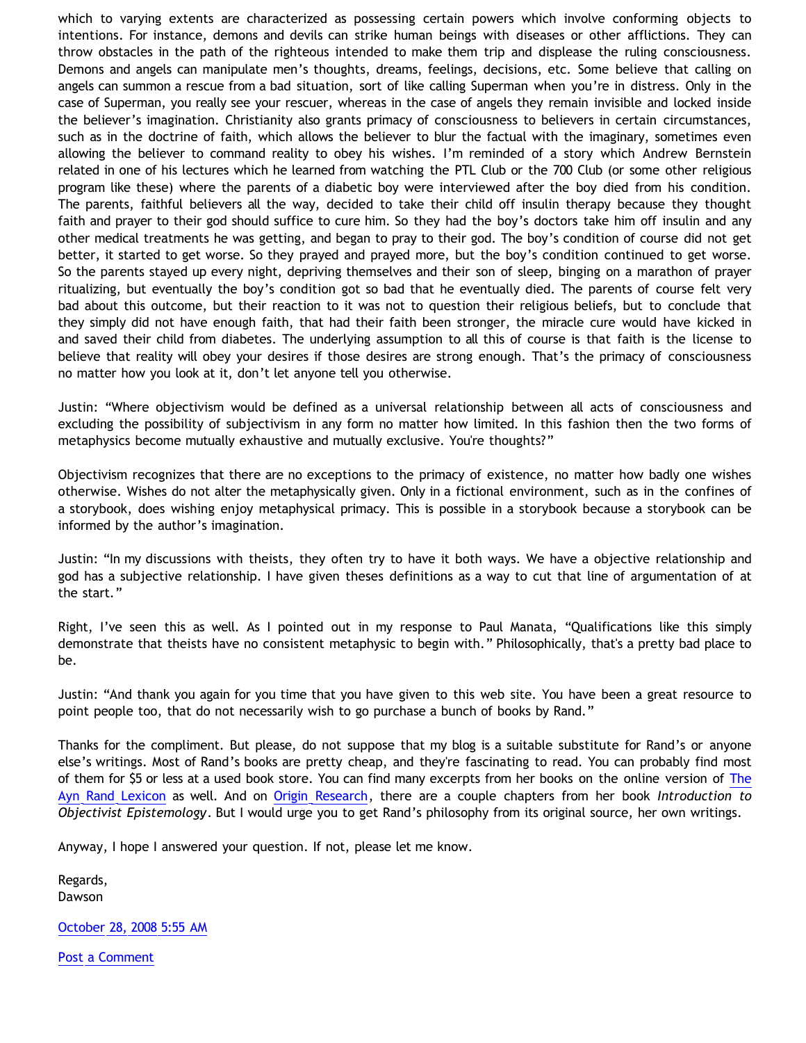which to varying extents are characterized as possessing certain powers which involve conforming objects to intentions. For instance, demons and devils can strike human beings with diseases or other afflictions. They can throw obstacles in the path of the righteous intended to make them trip and displease the ruling consciousness. Demons and angels can manipulate men's thoughts, dreams, feelings, decisions, etc. Some believe that calling on angels can summon a rescue from a bad situation, sort of like calling Superman when you're in distress. Only in the case of Superman, you really see your rescuer, whereas in the case of angels they remain invisible and locked inside the believer's imagination. Christianity also grants primacy of consciousness to believers in certain circumstances, such as in the doctrine of faith, which allows the believer to blur the factual with the imaginary, sometimes even allowing the believer to command reality to obey his wishes. I'm reminded of a story which Andrew Bernstein related in one of his lectures which he learned from watching the PTL Club or the 700 Club (or some other religious program like these) where the parents of a diabetic boy were interviewed after the boy died from his condition. The parents, faithful believers all the way, decided to take their child off insulin therapy because they thought faith and prayer to their god should suffice to cure him. So they had the boy's doctors take him off insulin and any other medical treatments he was getting, and began to pray to their god. The boy's condition of course did not get better, it started to get worse. So they prayed and prayed more, but the boy's condition continued to get worse. So the parents stayed up every night, depriving themselves and their son of sleep, binging on a marathon of prayer ritualizing, but eventually the boy's condition got so bad that he eventually died. The parents of course felt very bad about this outcome, but their reaction to it was not to question their religious beliefs, but to conclude that they simply did not have enough faith, that had their faith been stronger, the miracle cure would have kicked in and saved their child from diabetes. The underlying assumption to all this of course is that faith is the license to believe that reality will obey your desires if those desires are strong enough. That's the primacy of consciousness no matter how you look at it, don't let anyone tell you otherwise.

Justin: "Where objectivism would be defined as a universal relationship between all acts of consciousness and excluding the possibility of subjectivism in any form no matter how limited. In this fashion then the two forms of metaphysics become mutually exhaustive and mutually exclusive. You're thoughts?"

Objectivism recognizes that there are no exceptions to the primacy of existence, no matter how badly one wishes otherwise. Wishes do not alter the metaphysically given. Only in a fictional environment, such as in the confines of a storybook, does wishing enjoy metaphysical primacy. This is possible in a storybook because a storybook can be informed by the author's imagination.

Justin: "In my discussions with theists, they often try to have it both ways. We have a objective relationship and god has a subjective relationship. I have given theses definitions as a way to cut that line of argumentation of at the start."

Right, I've seen this as well. As I pointed out in my response to Paul Manata, "Qualifications like this simply demonstrate that theists have no consistent metaphysic to begin with." Philosophically, that's a pretty bad place to be.

Justin: "And thank you again for you time that you have given to this web site. You have been a great resource to point people too, that do not necessarily wish to go purchase a bunch of books by Rand."

Thanks for the compliment. But please, do not suppose that my blog is a suitable substitute for Rand's or anyone else's writings. Most of Rand's books are pretty cheap, and they're fascinating to read. You can probably find most of them for $5 or less at a used book store. You can find many excerpts from her books on the online version of The Ayn Rand Lexicon as well. And on Origin Research, there are a couple chapters from her book *Introduction to Objectivist Epistemology*. But I would urge you to get Rand's philosophy from its original source, her own writings.

Anyway, I hope I answered your question. If not, please let me know.

Regards,
Dawson

October 28, 2008 5:55 AM

Post a Comment